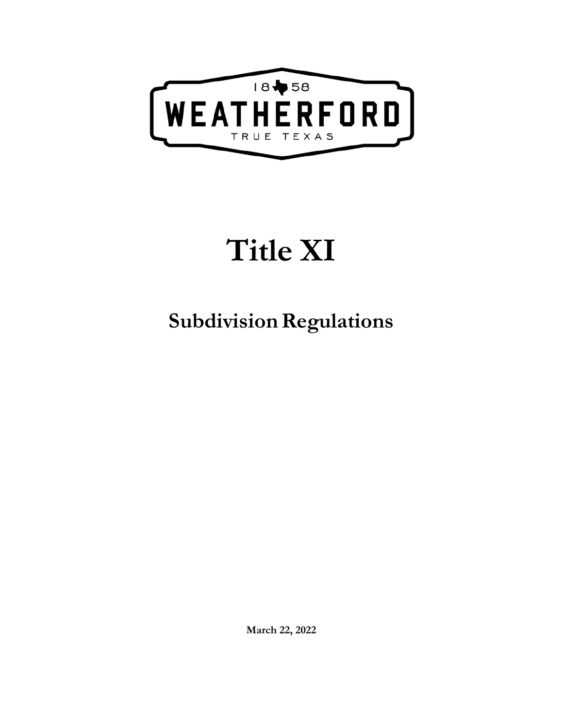1858

WEATHERFORD

TRUE TEXAS

# Title XI

## Subdivision Regulations

**March 22, 2022**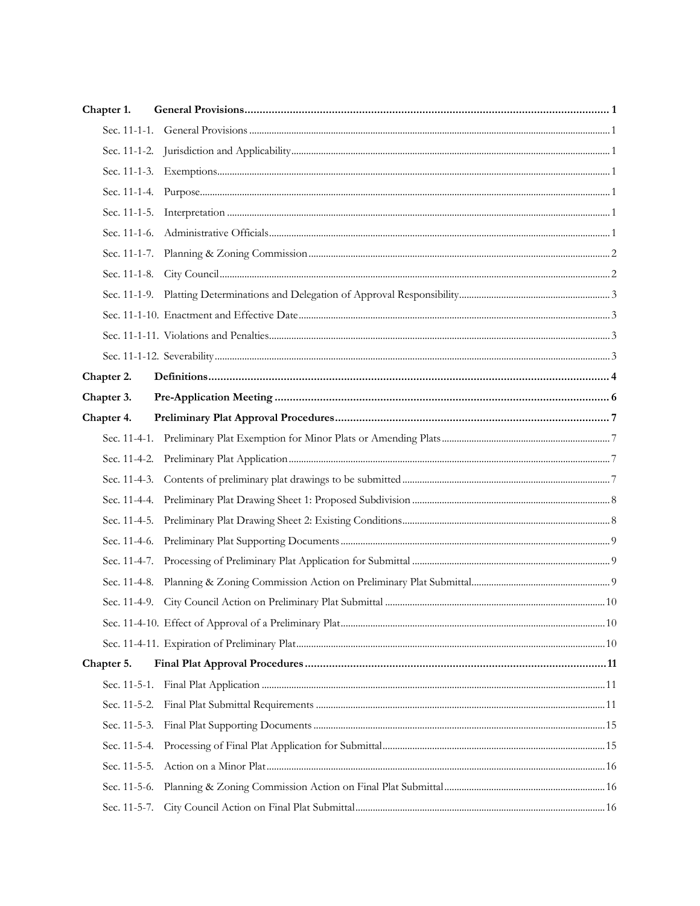**Chapter 1. General Provisions** 1

Sec. 11-1-1. General Provisions 1

Sec. 11-1-2. Jurisdiction and Applicability 1

Sec. 11-1-3. Exemptions 1

Sec. 11-1-4. Purpose 1

Sec. 11-1-5. Interpretation 1

Sec. 11-1-6. Administrative Officials 1

Sec. 11-1-7. Planning & Zoning Commission 2

Sec. 11-1-8. City Council 2

Sec. 11-1-9. Platting Determinations and Delegation of Approval Responsibility 3

Sec. 11-1-10. Enactment and Effective Date 3

Sec. 11-1-11. Violations and Penalties 3

Sec. 11-1-12. Severability 3

**Chapter 2. Definitions** 4

**Chapter 3. Pre-Application Meeting** 6

**Chapter 4. Preliminary Plat Approval Procedures** 7

Sec. 11-4-1. Preliminary Plat Exemption for Minor Plats or Amending Plats 7

Sec. 11-4-2. Preliminary Plat Application 7

Sec. 11-4-3. Contents of preliminary plat drawings to be submitted 7

Sec. 11-4-4. Preliminary Plat Drawing Sheet 1: Proposed Subdivision 8

Sec. 11-4-5. Preliminary Plat Drawing Sheet 2: Existing Conditions 8

Sec. 11-4-6. Preliminary Plat Supporting Documents 9

Sec. 11-4-7. Processing of Preliminary Plat Application for Submittal 9

Sec. 11-4-8. Planning & Zoning Commission Action on Preliminary Plat Submittal 9

Sec. 11-4-9. City Council Action on Preliminary Plat Submittal 10

Sec. 11-4-10. Effect of Approval of a Preliminary Plat 10

Sec. 11-4-11. Expiration of Preliminary Plat 10

**Chapter 5. Final Plat Approval Procedures** 11

Sec. 11-5-1. Final Plat Application 11

Sec. 11-5-2. Final Plat Submittal Requirements 11

Sec. 11-5-3. Final Plat Supporting Documents 15

Sec. 11-5-4. Processing of Final Plat Application for Submittal 15

Sec. 11-5-5. Action on a Minor Plat 16

Sec. 11-5-6. Planning & Zoning Commission Action on Final Plat Submittal 16

Sec. 11-5-7. City Council Action on Final Plat Submittal 16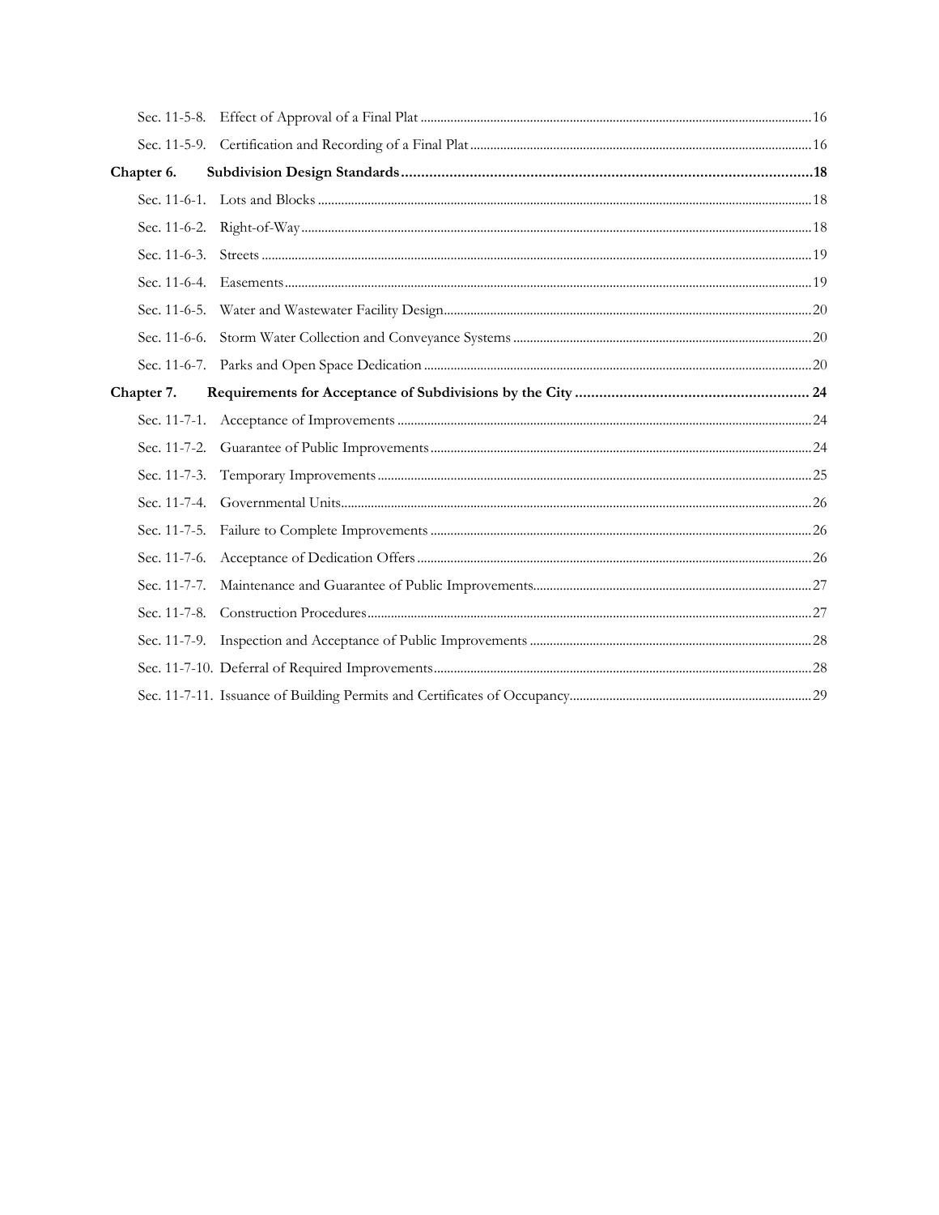Sec. 11-5-8. Effect of Approval of a Final Plat ..... 16

Sec. 11-5-9. Certification and Recording of a Final Plat ..... 16

**Chapter 6. Subdivision Design Standards ..... 18**

Sec. 11-6-1. Lots and Blocks ..... 18

Sec. 11-6-2. Right-of-Way ..... 18

Sec. 11-6-3. Streets ..... 19

Sec. 11-6-4. Easements ..... 19

Sec. 11-6-5. Water and Wastewater Facility Design ..... 20

Sec. 11-6-6. Storm Water Collection and Conveyance Systems ..... 20

Sec. 11-6-7. Parks and Open Space Dedication ..... 20

**Chapter 7. Requirements for Acceptance of Subdivisions by the City ..... 24**

Sec. 11-7-1. Acceptance of Improvements ..... 24

Sec. 11-7-2. Guarantee of Public Improvements ..... 24

Sec. 11-7-3. Temporary Improvements ..... 25

Sec. 11-7-4. Governmental Units ..... 26

Sec. 11-7-5. Failure to Complete Improvements ..... 26

Sec. 11-7-6. Acceptance of Dedication Offers ..... 26

Sec. 11-7-7. Maintenance and Guarantee of Public Improvements ..... 27

Sec. 11-7-8. Construction Procedures ..... 27

Sec. 11-7-9. Inspection and Acceptance of Public Improvements ..... 28

Sec. 11-7-10. Deferral of Required Improvements ..... 28

Sec. 11-7-11. Issuance of Building Permits and Certificates of Occupancy ..... 29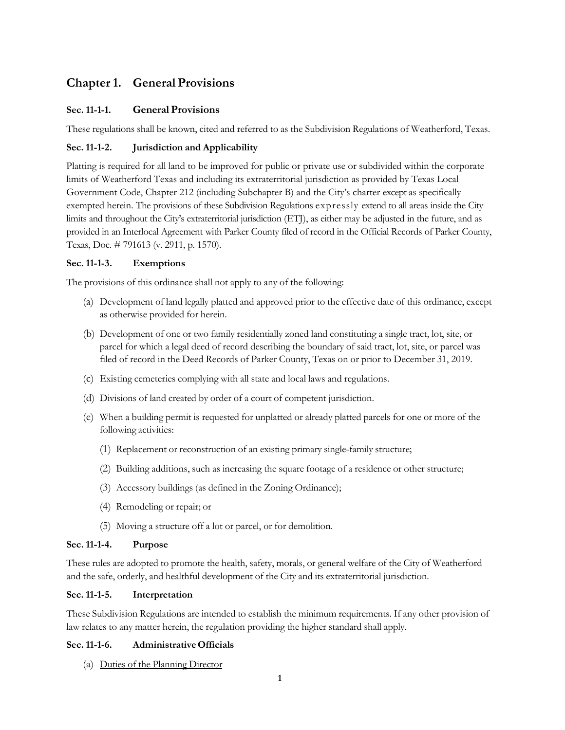# Chapter 1. General Provisions

### Sec. 11-1-1. General Provisions

These regulations shall be known, cited and referred to as the Subdivision Regulations of Weatherford, Texas.

### Sec. 11-1-2. Jurisdiction and Applicability

Platting is required for all land to be improved for public or private use or subdivided within the corporate limits of Weatherford Texas and including its extraterritorial jurisdiction as provided by Texas Local Government Code, Chapter 212 (including Subchapter B) and the City's charter except as specifically exempted herein. The provisions of these Subdivision Regulations expressly extend to all areas inside the City limits and throughout the City's extraterritorial jurisdiction (ETJ), as either may be adjusted in the future, and as provided in an Interlocal Agreement with Parker County filed of record in the Official Records of Parker County, Texas, Doc. # 791613 (v. 2911, p. 1570).

### Sec. 11-1-3. Exemptions

The provisions of this ordinance shall not apply to any of the following:

(a) Development of land legally platted and approved prior to the effective date of this ordinance, except as otherwise provided for herein.

(b) Development of one or two family residentially zoned land constituting a single tract, lot, site, or parcel for which a legal deed of record describing the boundary of said tract, lot, site, or parcel was filed of record in the Deed Records of Parker County, Texas on or prior to December 31, 2019.

(c) Existing cemeteries complying with all state and local laws and regulations.

(d) Divisions of land created by order of a court of competent jurisdiction.

(e) When a building permit is requested for unplatted or already platted parcels for one or more of the following activities:

  (1) Replacement or reconstruction of an existing primary single-family structure;

  (2) Building additions, such as increasing the square footage of a residence or other structure;

  (3) Accessory buildings (as defined in the Zoning Ordinance);

  (4) Remodeling or repair; or

  (5) Moving a structure off a lot or parcel, or for demolition.

### Sec. 11-1-4. Purpose

These rules are adopted to promote the health, safety, morals, or general welfare of the City of Weatherford and the safe, orderly, and healthful development of the City and its extraterritorial jurisdiction.

### Sec. 11-1-5. Interpretation

These Subdivision Regulations are intended to establish the minimum requirements. If any other provision of law relates to any matter herein, the regulation providing the higher standard shall apply.

### Sec. 11-1-6. Administrative Officials

(a) Duties of the Planning Director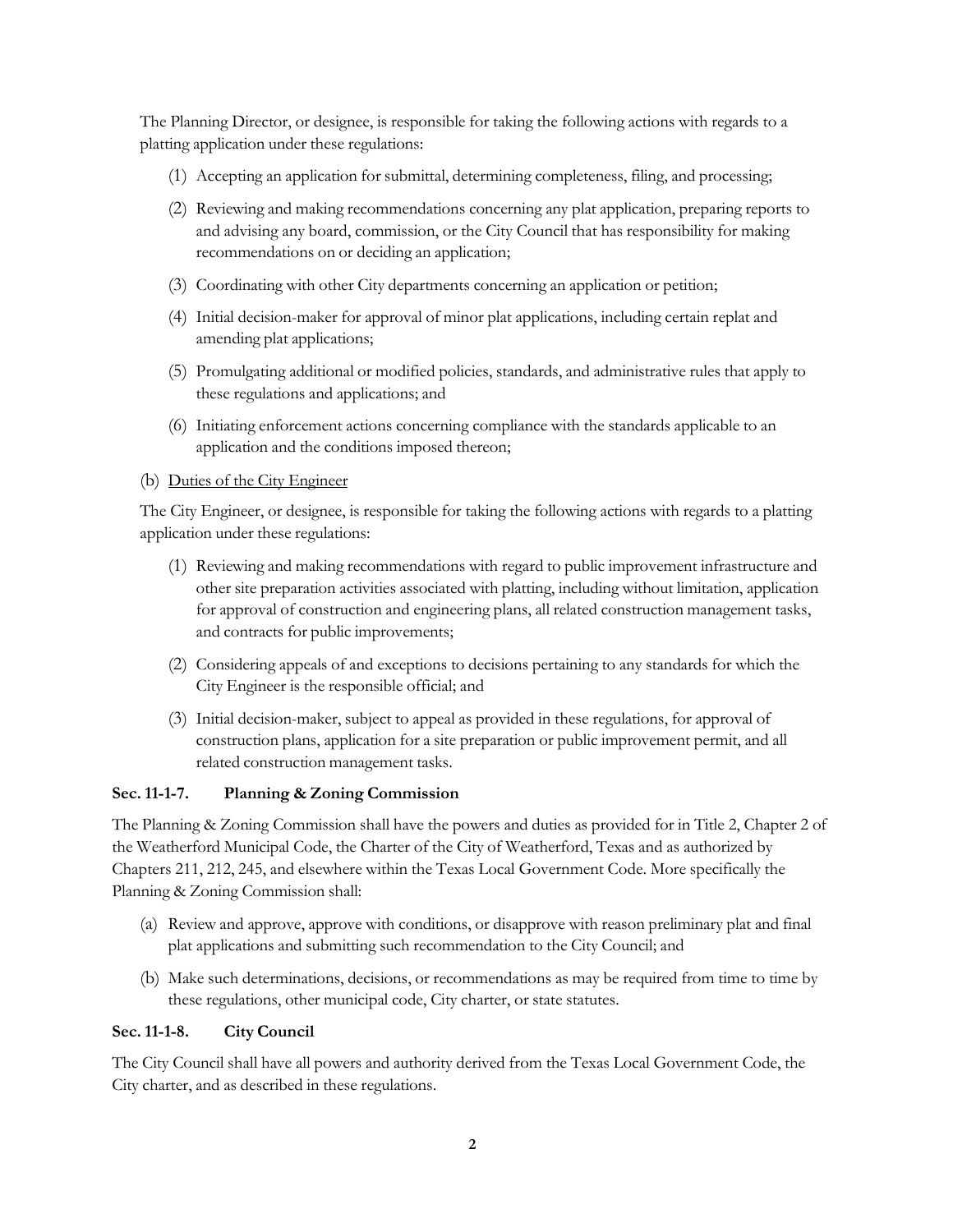The Planning Director, or designee, is responsible for taking the following actions with regards to a platting application under these regulations:

(1) Accepting an application for submittal, determining completeness, filing, and processing;

(2) Reviewing and making recommendations concerning any plat application, preparing reports to and advising any board, commission, or the City Council that has responsibility for making recommendations on or deciding an application;

(3) Coordinating with other City departments concerning an application or petition;

(4) Initial decision-maker for approval of minor plat applications, including certain replat and amending plat applications;

(5) Promulgating additional or modified policies, standards, and administrative rules that apply to these regulations and applications; and

(6) Initiating enforcement actions concerning compliance with the standards applicable to an application and the conditions imposed thereon;

(b) Duties of the City Engineer

The City Engineer, or designee, is responsible for taking the following actions with regards to a platting application under these regulations:

(1) Reviewing and making recommendations with regard to public improvement infrastructure and other site preparation activities associated with platting, including without limitation, application for approval of construction and engineering plans, all related construction management tasks, and contracts for public improvements;

(2) Considering appeals of and exceptions to decisions pertaining to any standards for which the City Engineer is the responsible official; and

(3) Initial decision-maker, subject to appeal as provided in these regulations, for approval of construction plans, application for a site preparation or public improvement permit, and all related construction management tasks.

**Sec. 11-1-7. Planning & Zoning Commission**

The Planning & Zoning Commission shall have the powers and duties as provided for in Title 2, Chapter 2 of the Weatherford Municipal Code, the Charter of the City of Weatherford, Texas and as authorized by Chapters 211, 212, 245, and elsewhere within the Texas Local Government Code. More specifically the Planning & Zoning Commission shall:

(a) Review and approve, approve with conditions, or disapprove with reason preliminary plat and final plat applications and submitting such recommendation to the City Council; and

(b) Make such determinations, decisions, or recommendations as may be required from time to time by these regulations, other municipal code, City charter, or state statutes.

**Sec. 11-1-8. City Council**

The City Council shall have all powers and authority derived from the Texas Local Government Code, the City charter, and as described in these regulations.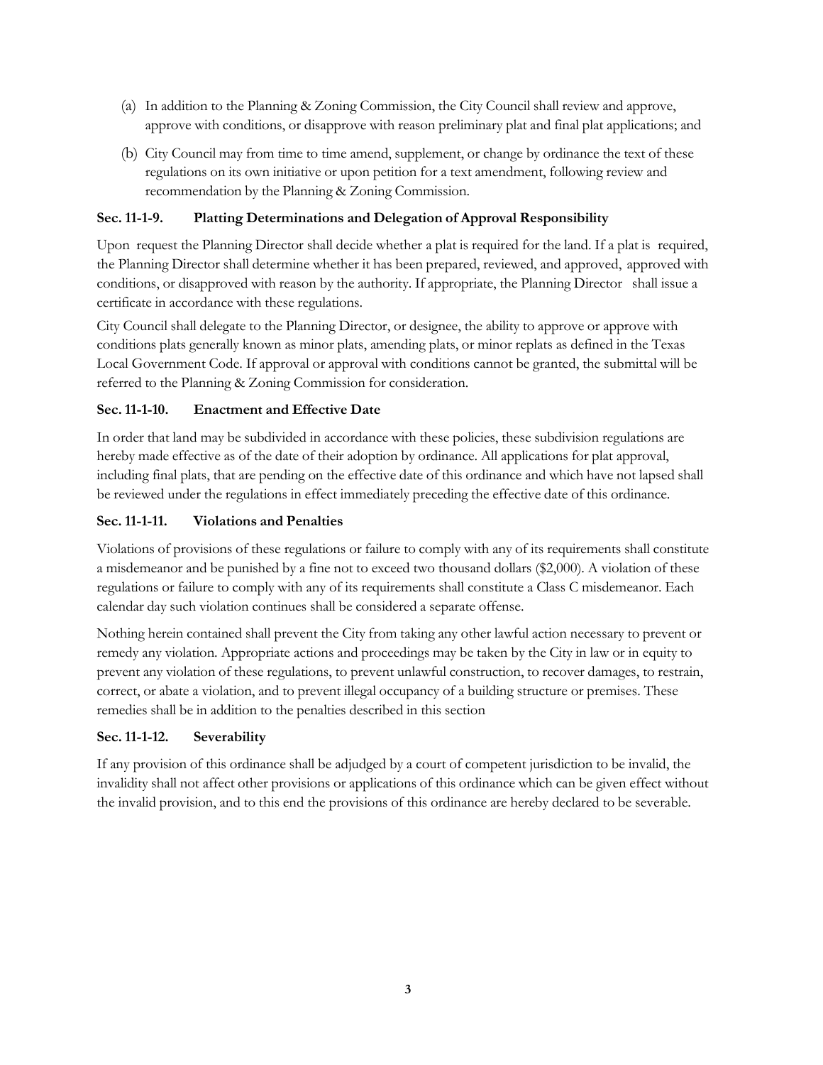(a) In addition to the Planning & Zoning Commission, the City Council shall review and approve, approve with conditions, or disapprove with reason preliminary plat and final plat applications; and

(b) City Council may from time to time amend, supplement, or change by ordinance the text of these regulations on its own initiative or upon petition for a text amendment, following review and recommendation by the Planning & Zoning Commission.

### Sec. 11-1-9. Platting Determinations and Delegation of Approval Responsibility

Upon request the Planning Director shall decide whether a plat is required for the land. If a plat is required, the Planning Director shall determine whether it has been prepared, reviewed, and approved, approved with conditions, or disapproved with reason by the authority. If appropriate, the Planning Director shall issue a certificate in accordance with these regulations.

City Council shall delegate to the Planning Director, or designee, the ability to approve or approve with conditions plats generally known as minor plats, amending plats, or minor replats as defined in the Texas Local Government Code. If approval or approval with conditions cannot be granted, the submittal will be referred to the Planning & Zoning Commission for consideration.

### Sec. 11-1-10. Enactment and Effective Date

In order that land may be subdivided in accordance with these policies, these subdivision regulations are hereby made effective as of the date of their adoption by ordinance. All applications for plat approval, including final plats, that are pending on the effective date of this ordinance and which have not lapsed shall be reviewed under the regulations in effect immediately preceding the effective date of this ordinance.

### Sec. 11-1-11. Violations and Penalties

Violations of provisions of these regulations or failure to comply with any of its requirements shall constitute a misdemeanor and be punished by a fine not to exceed two thousand dollars ($2,000). A violation of these regulations or failure to comply with any of its requirements shall constitute a Class C misdemeanor. Each calendar day such violation continues shall be considered a separate offense.

Nothing herein contained shall prevent the City from taking any other lawful action necessary to prevent or remedy any violation. Appropriate actions and proceedings may be taken by the City in law or in equity to prevent any violation of these regulations, to prevent unlawful construction, to recover damages, to restrain, correct, or abate a violation, and to prevent illegal occupancy of a building structure or premises. These remedies shall be in addition to the penalties described in this section

### Sec. 11-1-12. Severability

If any provision of this ordinance shall be adjudged by a court of competent jurisdiction to be invalid, the invalidity shall not affect other provisions or applications of this ordinance which can be given effect without the invalid provision, and to this end the provisions of this ordinance are hereby declared to be severable.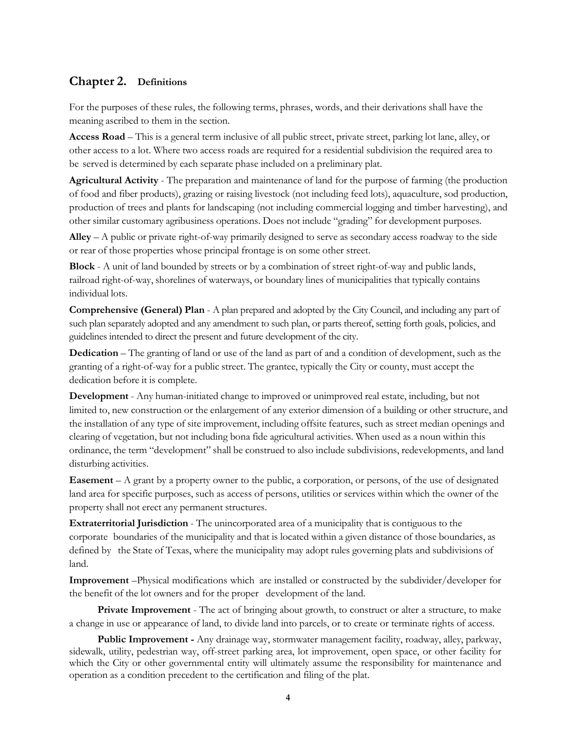## Chapter 2. Definitions

For the purposes of these rules, the following terms, phrases, words, and their derivations shall have the meaning ascribed to them in the section.

**Access Road** – This is a general term inclusive of all public street, private street, parking lot lane, alley, or other access to a lot. Where two access roads are required for a residential subdivision the required area to be served is determined by each separate phase included on a preliminary plat.

**Agricultural Activity** - The preparation and maintenance of land for the purpose of farming (the production of food and fiber products), grazing or raising livestock (not including feed lots), aquaculture, sod production, production of trees and plants for landscaping (not including commercial logging and timber harvesting), and other similar customary agribusiness operations. Does not include "grading" for development purposes.

**Alley** – A public or private right-of-way primarily designed to serve as secondary access roadway to the side or rear of those properties whose principal frontage is on some other street.

**Block** - A unit of land bounded by streets or by a combination of street right-of-way and public lands, railroad right-of-way, shorelines of waterways, or boundary lines of municipalities that typically contains individual lots.

**Comprehensive (General) Plan** - A plan prepared and adopted by the City Council, and including any part of such plan separately adopted and any amendment to such plan, or parts thereof, setting forth goals, policies, and guidelines intended to direct the present and future development of the city.

**Dedication** – The granting of land or use of the land as part of and a condition of development, such as the granting of a right-of-way for a public street. The grantee, typically the City or county, must accept the dedication before it is complete.

**Development** - Any human-initiated change to improved or unimproved real estate, including, but not limited to, new construction or the enlargement of any exterior dimension of a building or other structure, and the installation of any type of site improvement, including offsite features, such as street median openings and clearing of vegetation, but not including bona fide agricultural activities. When used as a noun within this ordinance, the term "development" shall be construed to also include subdivisions, redevelopments, and land disturbing activities.

**Easement** – A grant by a property owner to the public, a corporation, or persons, of the use of designated land area for specific purposes, such as access of persons, utilities or services within which the owner of the property shall not erect any permanent structures.

**Extraterritorial Jurisdiction** - The unincorporated area of a municipality that is contiguous to the corporate boundaries of the municipality and that is located within a given distance of those boundaries, as defined by the State of Texas, where the municipality may adopt rules governing plats and subdivisions of land.

**Improvement** –Physical modifications which are installed or constructed by the subdivider/developer for the benefit of the lot owners and for the proper development of the land.

**Private Improvement** - The act of bringing about growth, to construct or alter a structure, to make a change in use or appearance of land, to divide land into parcels, or to create or terminate rights of access.

**Public Improvement -** Any drainage way, stormwater management facility, roadway, alley, parkway, sidewalk, utility, pedestrian way, off-street parking area, lot improvement, open space, or other facility for which the City or other governmental entity will ultimately assume the responsibility for maintenance and operation as a condition precedent to the certification and filing of the plat.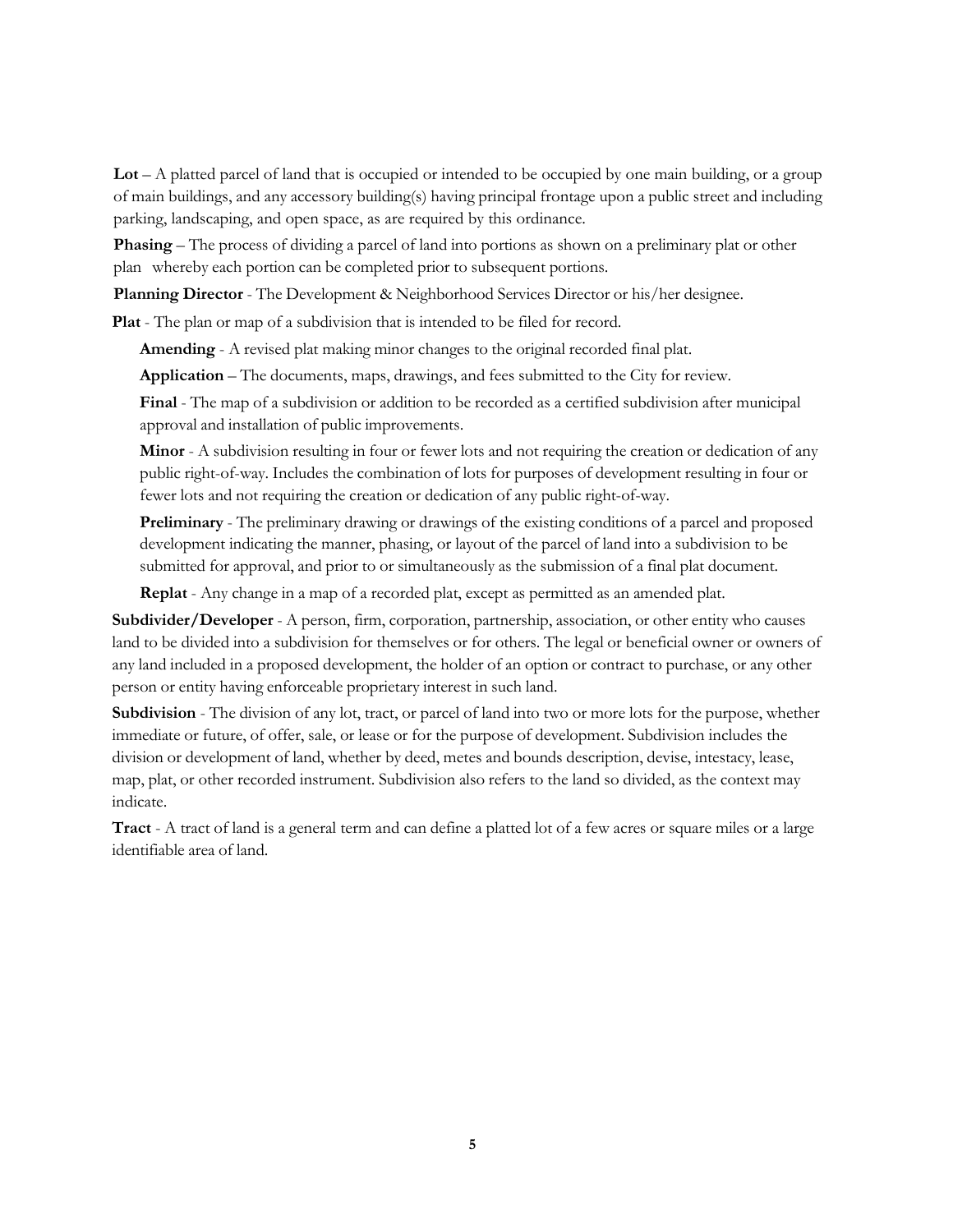**Lot** – A platted parcel of land that is occupied or intended to be occupied by one main building, or a group of main buildings, and any accessory building(s) having principal frontage upon a public street and including parking, landscaping, and open space, as are required by this ordinance.

**Phasing** – The process of dividing a parcel of land into portions as shown on a preliminary plat or other plan whereby each portion can be completed prior to subsequent portions.

**Planning Director** - The Development & Neighborhood Services Director or his/her designee.

**Plat** - The plan or map of a subdivision that is intended to be filed for record.

**Amending** - A revised plat making minor changes to the original recorded final plat.

**Application** – The documents, maps, drawings, and fees submitted to the City for review.

**Final** - The map of a subdivision or addition to be recorded as a certified subdivision after municipal approval and installation of public improvements.

**Minor** - A subdivision resulting in four or fewer lots and not requiring the creation or dedication of any public right-of-way. Includes the combination of lots for purposes of development resulting in four or fewer lots and not requiring the creation or dedication of any public right-of-way.

**Preliminary** - The preliminary drawing or drawings of the existing conditions of a parcel and proposed development indicating the manner, phasing, or layout of the parcel of land into a subdivision to be submitted for approval, and prior to or simultaneously as the submission of a final plat document.

**Replat** - Any change in a map of a recorded plat, except as permitted as an amended plat.

**Subdivider/Developer** - A person, firm, corporation, partnership, association, or other entity who causes land to be divided into a subdivision for themselves or for others. The legal or beneficial owner or owners of any land included in a proposed development, the holder of an option or contract to purchase, or any other person or entity having enforceable proprietary interest in such land.

**Subdivision** - The division of any lot, tract, or parcel of land into two or more lots for the purpose, whether immediate or future, of offer, sale, or lease or for the purpose of development. Subdivision includes the division or development of land, whether by deed, metes and bounds description, devise, intestacy, lease, map, plat, or other recorded instrument. Subdivision also refers to the land so divided, as the context may indicate.

**Tract** - A tract of land is a general term and can define a platted lot of a few acres or square miles or a large identifiable area of land.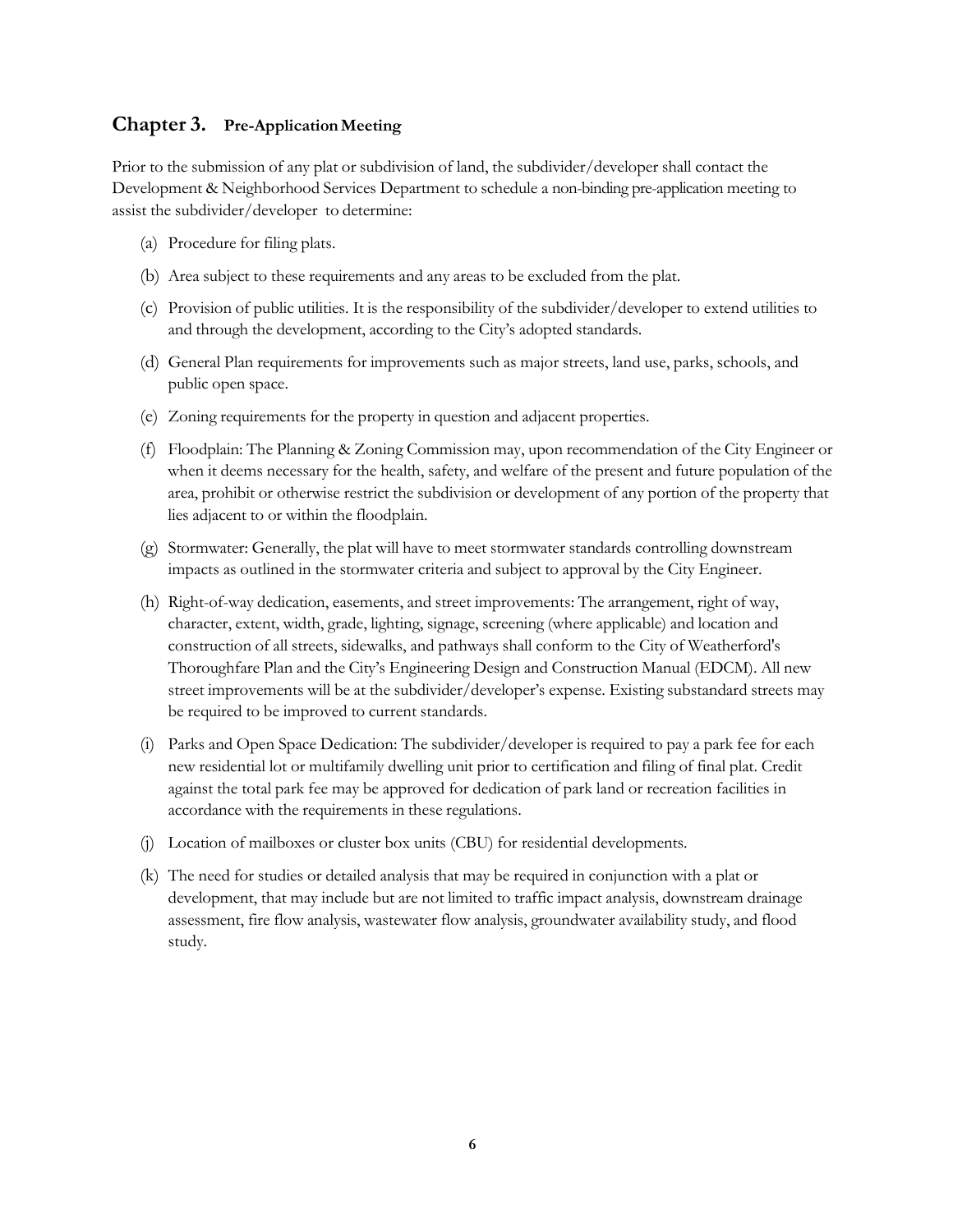## Chapter 3. Pre-Application Meeting

Prior to the submission of any plat or subdivision of land, the subdivider/developer shall contact the Development & Neighborhood Services Department to schedule a non-binding pre-application meeting to assist the subdivider/developer to determine:

(a) Procedure for filing plats.

(b) Area subject to these requirements and any areas to be excluded from the plat.

(c) Provision of public utilities. It is the responsibility of the subdivider/developer to extend utilities to and through the development, according to the City's adopted standards.

(d) General Plan requirements for improvements such as major streets, land use, parks, schools, and public open space.

(e) Zoning requirements for the property in question and adjacent properties.

(f) Floodplain: The Planning & Zoning Commission may, upon recommendation of the City Engineer or when it deems necessary for the health, safety, and welfare of the present and future population of the area, prohibit or otherwise restrict the subdivision or development of any portion of the property that lies adjacent to or within the floodplain.

(g) Stormwater: Generally, the plat will have to meet stormwater standards controlling downstream impacts as outlined in the stormwater criteria and subject to approval by the City Engineer.

(h) Right-of-way dedication, easements, and street improvements: The arrangement, right of way, character, extent, width, grade, lighting, signage, screening (where applicable) and location and construction of all streets, sidewalks, and pathways shall conform to the City of Weatherford's Thoroughfare Plan and the City's Engineering Design and Construction Manual (EDCM). All new street improvements will be at the subdivider/developer's expense. Existing substandard streets may be required to be improved to current standards.

(i) Parks and Open Space Dedication: The subdivider/developer is required to pay a park fee for each new residential lot or multifamily dwelling unit prior to certification and filing of final plat. Credit against the total park fee may be approved for dedication of park land or recreation facilities in accordance with the requirements in these regulations.

(j) Location of mailboxes or cluster box units (CBU) for residential developments.

(k) The need for studies or detailed analysis that may be required in conjunction with a plat or development, that may include but are not limited to traffic impact analysis, downstream drainage assessment, fire flow analysis, wastewater flow analysis, groundwater availability study, and flood study.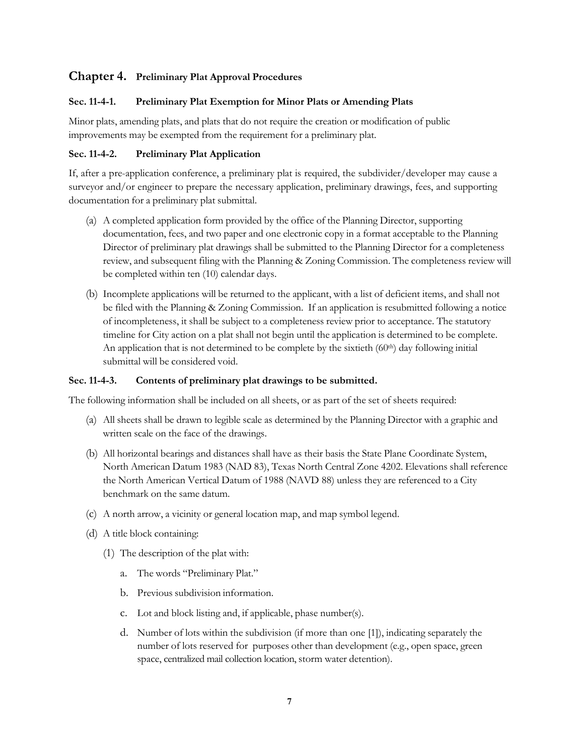## Chapter 4. Preliminary Plat Approval Procedures

### Sec. 11-4-1. Preliminary Plat Exemption for Minor Plats or Amending Plats

Minor plats, amending plats, and plats that do not require the creation or modification of public improvements may be exempted from the requirement for a preliminary plat.

### Sec. 11-4-2. Preliminary Plat Application

If, after a pre-application conference, a preliminary plat is required, the subdivider/developer may cause a surveyor and/or engineer to prepare the necessary application, preliminary drawings, fees, and supporting documentation for a preliminary plat submittal.

(a) A completed application form provided by the office of the Planning Director, supporting documentation, fees, and two paper and one electronic copy in a format acceptable to the Planning Director of preliminary plat drawings shall be submitted to the Planning Director for a completeness review, and subsequent filing with the Planning & Zoning Commission. The completeness review will be completed within ten (10) calendar days.

(b) Incomplete applications will be returned to the applicant, with a list of deficient items, and shall not be filed with the Planning & Zoning Commission. If an application is resubmitted following a notice of incompleteness, it shall be subject to a completeness review prior to acceptance. The statutory timeline for City action on a plat shall not begin until the application is determined to be complete. An application that is not determined to be complete by the sixtieth (60th) day following initial submittal will be considered void.

### Sec. 11-4-3. Contents of preliminary plat drawings to be submitted.

The following information shall be included on all sheets, or as part of the set of sheets required:

(a) All sheets shall be drawn to legible scale as determined by the Planning Director with a graphic and written scale on the face of the drawings.

(b) All horizontal bearings and distances shall have as their basis the State Plane Coordinate System, North American Datum 1983 (NAD 83), Texas North Central Zone 4202. Elevations shall reference the North American Vertical Datum of 1988 (NAVD 88) unless they are referenced to a City benchmark on the same datum.

(c) A north arrow, a vicinity or general location map, and map symbol legend.

(d) A title block containing:

(1) The description of the plat with:

a. The words "Preliminary Plat."

b. Previous subdivision information.

c. Lot and block listing and, if applicable, phase number(s).

d. Number of lots within the subdivision (if more than one [1]), indicating separately the number of lots reserved for purposes other than development (e.g., open space, green space, centralized mail collection location, storm water detention).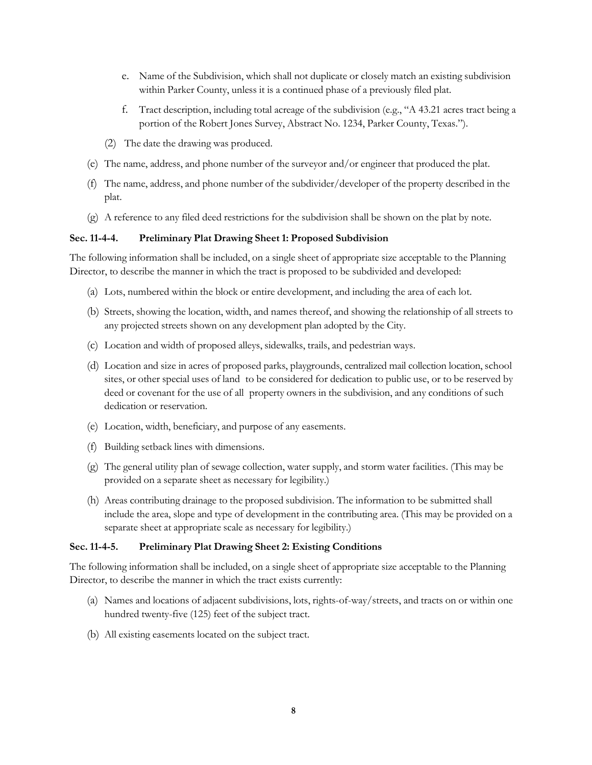e. Name of the Subdivision, which shall not duplicate or closely match an existing subdivision within Parker County, unless it is a continued phase of a previously filed plat.

f. Tract description, including total acreage of the subdivision (e.g., "A 43.21 acres tract being a portion of the Robert Jones Survey, Abstract No. 1234, Parker County, Texas.").

(2) The date the drawing was produced.

(e) The name, address, and phone number of the surveyor and/or engineer that produced the plat.

(f) The name, address, and phone number of the subdivider/developer of the property described in the plat.

(g) A reference to any filed deed restrictions for the subdivision shall be shown on the plat by note.

**Sec. 11-4-4. Preliminary Plat Drawing Sheet 1: Proposed Subdivision**

The following information shall be included, on a single sheet of appropriate size acceptable to the Planning Director, to describe the manner in which the tract is proposed to be subdivided and developed:

(a) Lots, numbered within the block or entire development, and including the area of each lot.

(b) Streets, showing the location, width, and names thereof, and showing the relationship of all streets to any projected streets shown on any development plan adopted by the City.

(c) Location and width of proposed alleys, sidewalks, trails, and pedestrian ways.

(d) Location and size in acres of proposed parks, playgrounds, centralized mail collection location, school sites, or other special uses of land to be considered for dedication to public use, or to be reserved by deed or covenant for the use of all property owners in the subdivision, and any conditions of such dedication or reservation.

(e) Location, width, beneficiary, and purpose of any easements.

(f) Building setback lines with dimensions.

(g) The general utility plan of sewage collection, water supply, and storm water facilities. (This may be provided on a separate sheet as necessary for legibility.)

(h) Areas contributing drainage to the proposed subdivision. The information to be submitted shall include the area, slope and type of development in the contributing area. (This may be provided on a separate sheet at appropriate scale as necessary for legibility.)

**Sec. 11-4-5. Preliminary Plat Drawing Sheet 2: Existing Conditions**

The following information shall be included, on a single sheet of appropriate size acceptable to the Planning Director, to describe the manner in which the tract exists currently:

(a) Names and locations of adjacent subdivisions, lots, rights-of-way/streets, and tracts on or within one hundred twenty-five (125) feet of the subject tract.

(b) All existing easements located on the subject tract.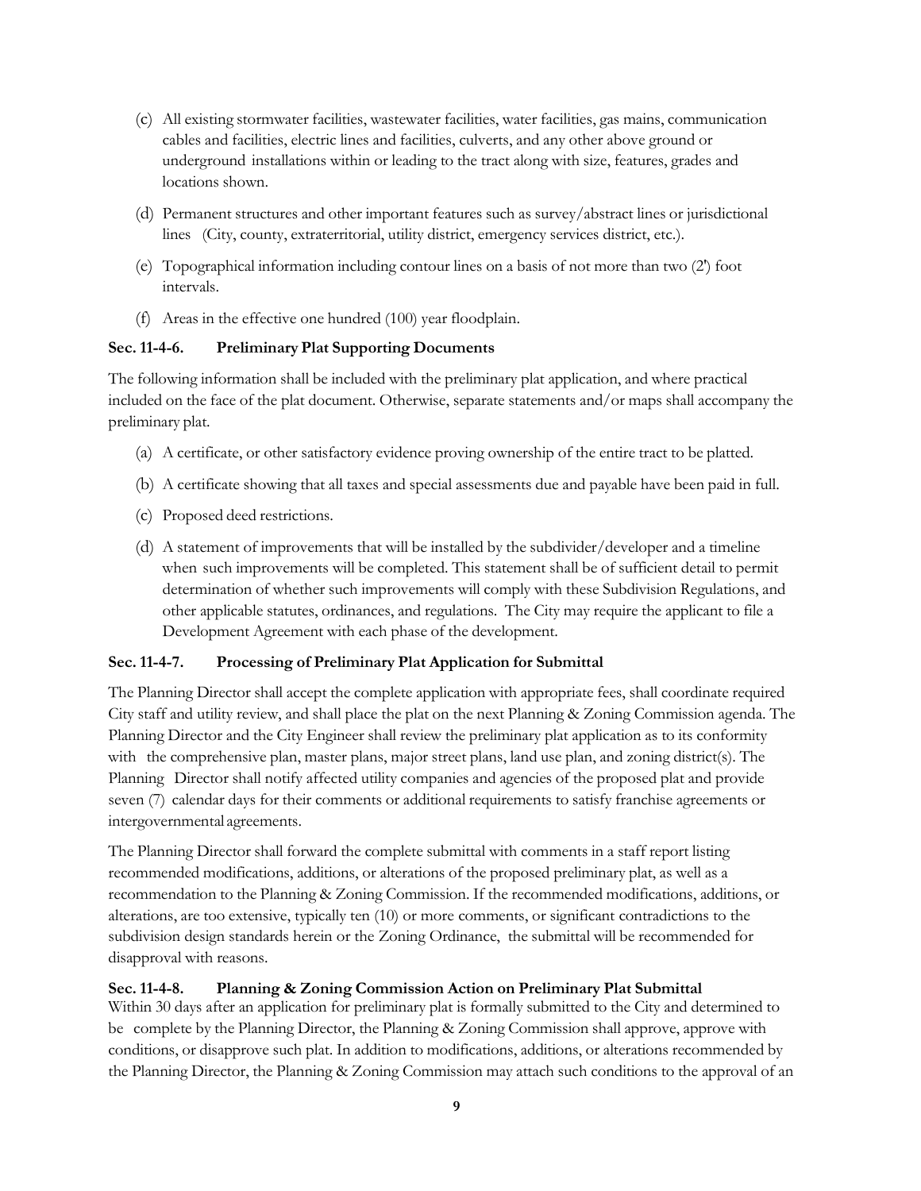(c) All existing stormwater facilities, wastewater facilities, water facilities, gas mains, communication cables and facilities, electric lines and facilities, culverts, and any other above ground or underground installations within or leading to the tract along with size, features, grades and locations shown.

(d) Permanent structures and other important features such as survey/abstract lines or jurisdictional lines (City, county, extraterritorial, utility district, emergency services district, etc.).

(e) Topographical information including contour lines on a basis of not more than two (2') foot intervals.

(f) Areas in the effective one hundred (100) year floodplain.

### Sec. 11-4-6. Preliminary Plat Supporting Documents

The following information shall be included with the preliminary plat application, and where practical included on the face of the plat document. Otherwise, separate statements and/or maps shall accompany the preliminary plat.

(a) A certificate, or other satisfactory evidence proving ownership of the entire tract to be platted.

(b) A certificate showing that all taxes and special assessments due and payable have been paid in full.

(c) Proposed deed restrictions.

(d) A statement of improvements that will be installed by the subdivider/developer and a timeline when such improvements will be completed. This statement shall be of sufficient detail to permit determination of whether such improvements will comply with these Subdivision Regulations, and other applicable statutes, ordinances, and regulations. The City may require the applicant to file a Development Agreement with each phase of the development.

### Sec. 11-4-7. Processing of Preliminary Plat Application for Submittal

The Planning Director shall accept the complete application with appropriate fees, shall coordinate required City staff and utility review, and shall place the plat on the next Planning & Zoning Commission agenda. The Planning Director and the City Engineer shall review the preliminary plat application as to its conformity with the comprehensive plan, master plans, major street plans, land use plan, and zoning district(s). The Planning Director shall notify affected utility companies and agencies of the proposed plat and provide seven (7) calendar days for their comments or additional requirements to satisfy franchise agreements or intergovernmental agreements.

The Planning Director shall forward the complete submittal with comments in a staff report listing recommended modifications, additions, or alterations of the proposed preliminary plat, as well as a recommendation to the Planning & Zoning Commission. If the recommended modifications, additions, or alterations, are too extensive, typically ten (10) or more comments, or significant contradictions to the subdivision design standards herein or the Zoning Ordinance, the submittal will be recommended for disapproval with reasons.

### Sec. 11-4-8. Planning & Zoning Commission Action on Preliminary Plat Submittal

Within 30 days after an application for preliminary plat is formally submitted to the City and determined to be complete by the Planning Director, the Planning & Zoning Commission shall approve, approve with conditions, or disapprove such plat. In addition to modifications, additions, or alterations recommended by the Planning Director, the Planning & Zoning Commission may attach such conditions to the approval of an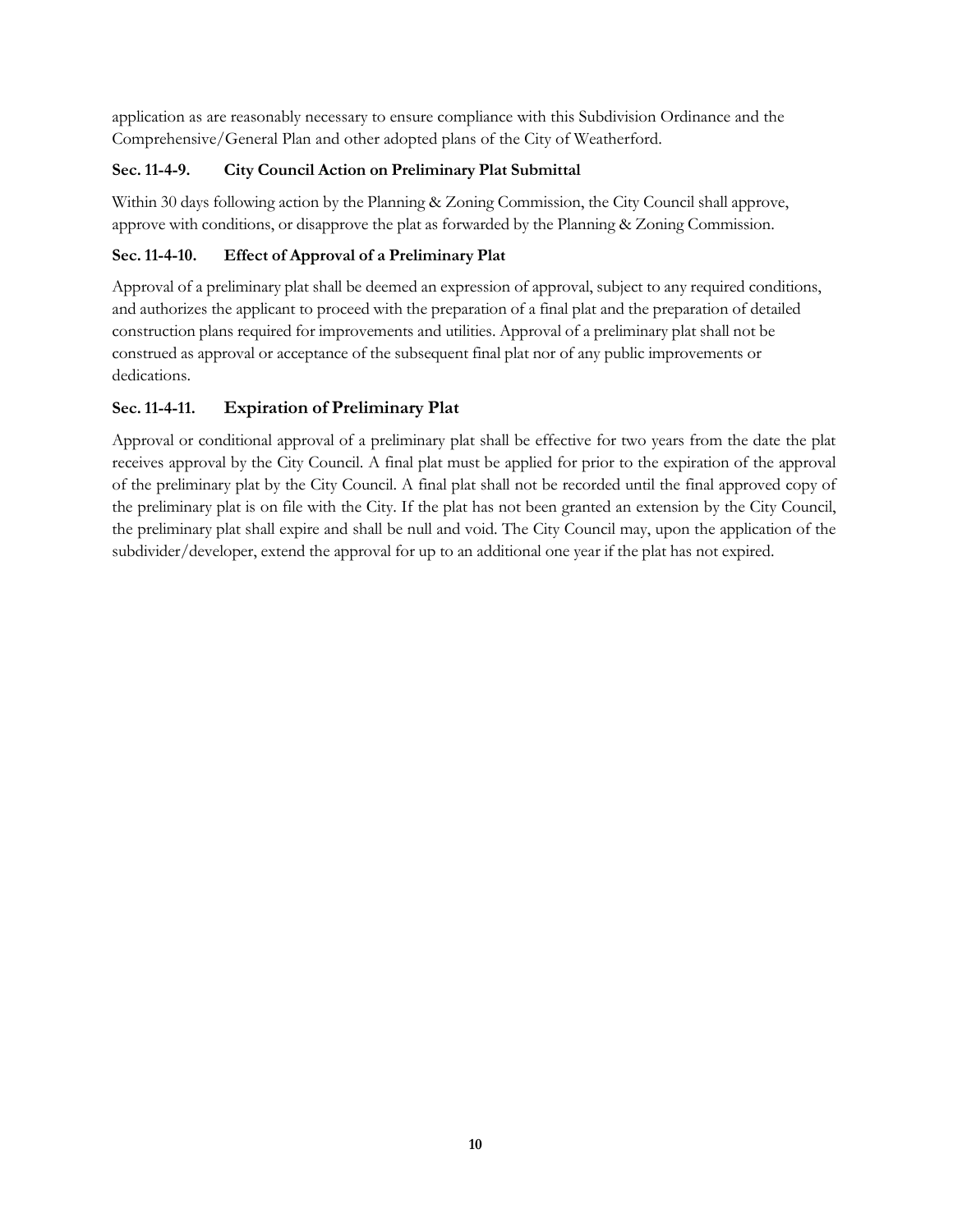application as are reasonably necessary to ensure compliance with this Subdivision Ordinance and the Comprehensive/General Plan and other adopted plans of the City of Weatherford.

### Sec. 11-4-9. City Council Action on Preliminary Plat Submittal

Within 30 days following action by the Planning & Zoning Commission, the City Council shall approve, approve with conditions, or disapprove the plat as forwarded by the Planning & Zoning Commission.

### Sec. 11-4-10. Effect of Approval of a Preliminary Plat

Approval of a preliminary plat shall be deemed an expression of approval, subject to any required conditions, and authorizes the applicant to proceed with the preparation of a final plat and the preparation of detailed construction plans required for improvements and utilities. Approval of a preliminary plat shall not be construed as approval or acceptance of the subsequent final plat nor of any public improvements or dedications.

### Sec. 11-4-11. Expiration of Preliminary Plat

Approval or conditional approval of a preliminary plat shall be effective for two years from the date the plat receives approval by the City Council. A final plat must be applied for prior to the expiration of the approval of the preliminary plat by the City Council. A final plat shall not be recorded until the final approved copy of the preliminary plat is on file with the City. If the plat has not been granted an extension by the City Council, the preliminary plat shall expire and shall be null and void. The City Council may, upon the application of the subdivider/developer, extend the approval for up to an additional one year if the plat has not expired.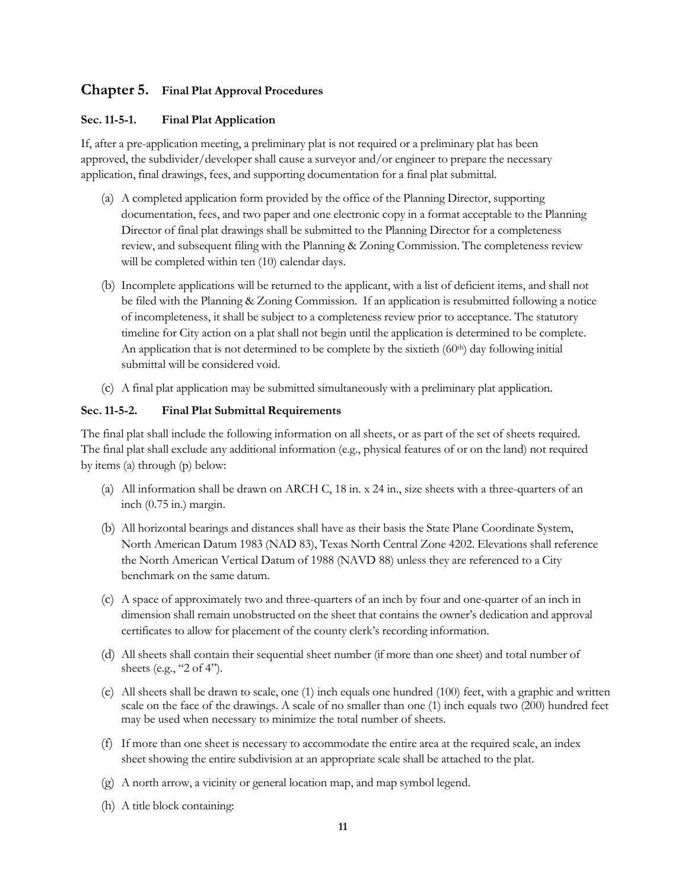## Chapter 5. Final Plat Approval Procedures

### Sec. 11-5-1. Final Plat Application

If, after a pre-application meeting, a preliminary plat is not required or a preliminary plat has been approved, the subdivider/developer shall cause a surveyor and/or engineer to prepare the necessary application, final drawings, fees, and supporting documentation for a final plat submittal.

(a) A completed application form provided by the office of the Planning Director, supporting documentation, fees, and two paper and one electronic copy in a format acceptable to the Planning Director of final plat drawings shall be submitted to the Planning Director for a completeness review, and subsequent filing with the Planning & Zoning Commission. The completeness review will be completed within ten (10) calendar days.

(b) Incomplete applications will be returned to the applicant, with a list of deficient items, and shall not be filed with the Planning & Zoning Commission. If an application is resubmitted following a notice of incompleteness, it shall be subject to a completeness review prior to acceptance. The statutory timeline for City action on a plat shall not begin until the application is determined to be complete. An application that is not determined to be complete by the sixtieth (60th) day following initial submittal will be considered void.

(c) A final plat application may be submitted simultaneously with a preliminary plat application.

### Sec. 11-5-2. Final Plat Submittal Requirements

The final plat shall include the following information on all sheets, or as part of the set of sheets required. The final plat shall exclude any additional information (e.g., physical features of or on the land) not required by items (a) through (p) below:

(a) All information shall be drawn on ARCH C, 18 in. x 24 in., size sheets with a three-quarters of an inch (0.75 in.) margin.

(b) All horizontal bearings and distances shall have as their basis the State Plane Coordinate System, North American Datum 1983 (NAD 83), Texas North Central Zone 4202. Elevations shall reference the North American Vertical Datum of 1988 (NAVD 88) unless they are referenced to a City benchmark on the same datum.

(c) A space of approximately two and three-quarters of an inch by four and one-quarter of an inch in dimension shall remain unobstructed on the sheet that contains the owner's dedication and approval certificates to allow for placement of the county clerk's recording information.

(d) All sheets shall contain their sequential sheet number (if more than one sheet) and total number of sheets (e.g., "2 of 4").

(e) All sheets shall be drawn to scale, one (1) inch equals one hundred (100) feet, with a graphic and written scale on the face of the drawings. A scale of no smaller than one (1) inch equals two (200) hundred feet may be used when necessary to minimize the total number of sheets.

(f) If more than one sheet is necessary to accommodate the entire area at the required scale, an index sheet showing the entire subdivision at an appropriate scale shall be attached to the plat.

(g) A north arrow, a vicinity or general location map, and map symbol legend.

(h) A title block containing: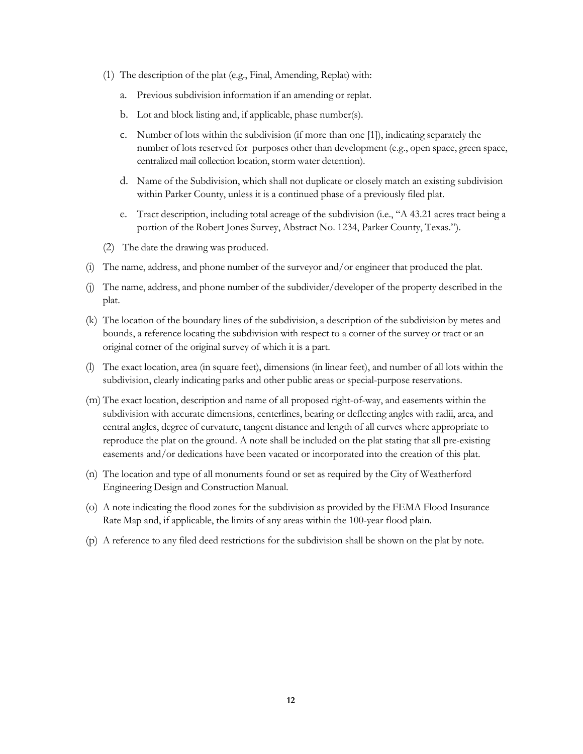(1) The description of the plat (e.g., Final, Amending, Replat) with:

   a. Previous subdivision information if an amending or replat.

   b. Lot and block listing and, if applicable, phase number(s).

   c. Number of lots within the subdivision (if more than one [1]), indicating separately the number of lots reserved for purposes other than development (e.g., open space, green space, centralized mail collection location, storm water detention).

   d. Name of the Subdivision, which shall not duplicate or closely match an existing subdivision within Parker County, unless it is a continued phase of a previously filed plat.

   e. Tract description, including total acreage of the subdivision (i.e., "A 43.21 acres tract being a portion of the Robert Jones Survey, Abstract No. 1234, Parker County, Texas.").

(2) The date the drawing was produced.

(i) The name, address, and phone number of the surveyor and/or engineer that produced the plat.

(j) The name, address, and phone number of the subdivider/developer of the property described in the plat.

(k) The location of the boundary lines of the subdivision, a description of the subdivision by metes and bounds, a reference locating the subdivision with respect to a corner of the survey or tract or an original corner of the original survey of which it is a part.

(l) The exact location, area (in square feet), dimensions (in linear feet), and number of all lots within the subdivision, clearly indicating parks and other public areas or special-purpose reservations.

(m) The exact location, description and name of all proposed right-of-way, and easements within the subdivision with accurate dimensions, centerlines, bearing or deflecting angles with radii, area, and central angles, degree of curvature, tangent distance and length of all curves where appropriate to reproduce the plat on the ground. A note shall be included on the plat stating that all pre-existing easements and/or dedications have been vacated or incorporated into the creation of this plat.

(n) The location and type of all monuments found or set as required by the City of Weatherford Engineering Design and Construction Manual.

(o) A note indicating the flood zones for the subdivision as provided by the FEMA Flood Insurance Rate Map and, if applicable, the limits of any areas within the 100-year flood plain.

(p) A reference to any filed deed restrictions for the subdivision shall be shown on the plat by note.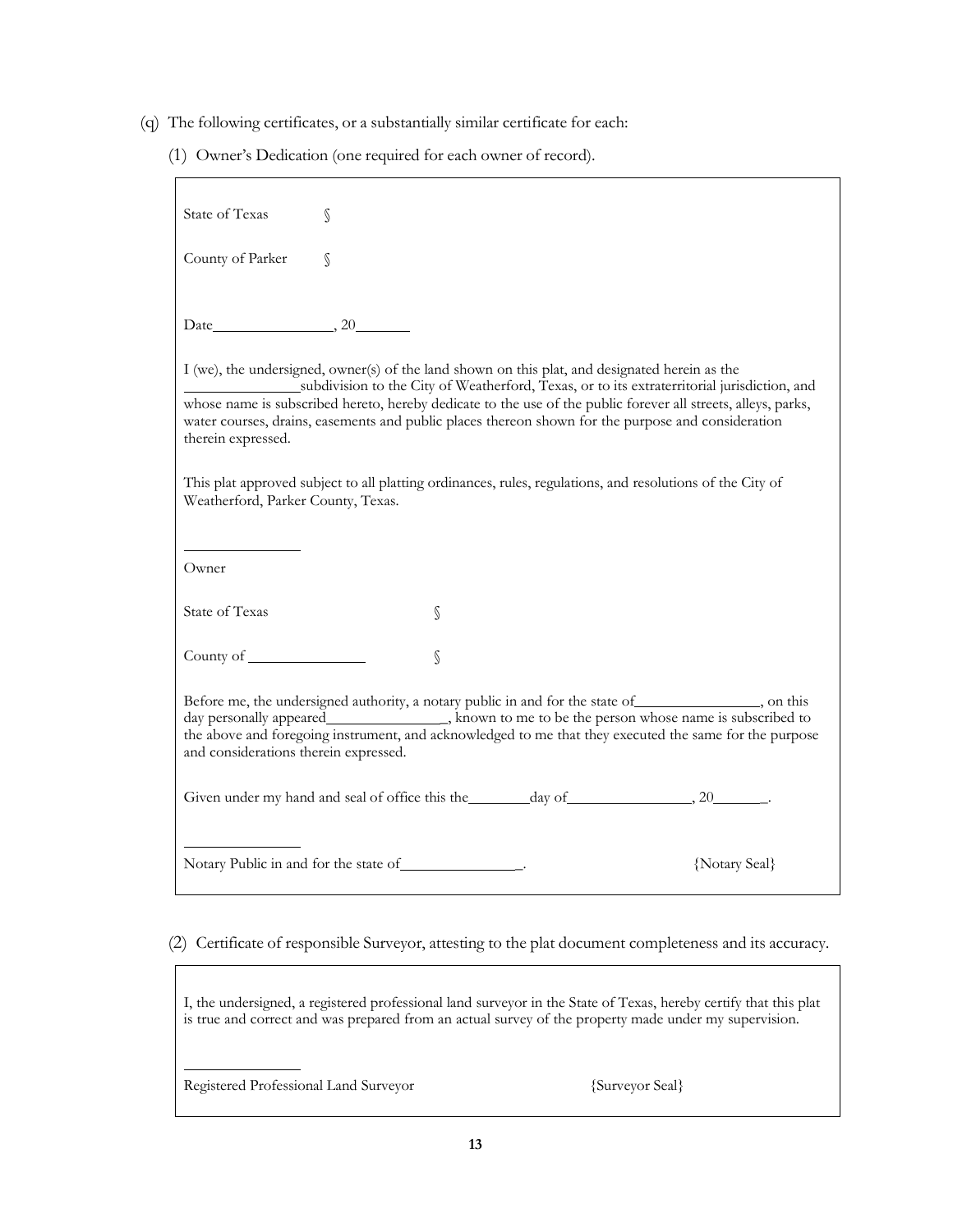(q) The following certificates, or a substantially similar certificate for each:

(1) Owner's Dedication (one required for each owner of record).

> State of Texas §
>
> County of Parker §
>
> Date________________, 20_______
>
> I (we), the undersigned, owner(s) of the land shown on this plat, and designated herein as the _______________subdivision to the City of Weatherford, Texas, or to its extraterritorial jurisdiction, and whose name is subscribed hereto, hereby dedicate to the use of the public forever all streets, alleys, parks, water courses, drains, easements and public places thereon shown for the purpose and consideration therein expressed.
>
> This plat approved subject to all platting ordinances, rules, regulations, and resolutions of the City of Weatherford, Parker County, Texas.
>
> _______________
>
> Owner
>
> State of Texas §
>
> County of _______________ §
>
> Before me, the undersigned authority, a notary public in and for the state of________________, on this day personally appeared________________, known to me to be the person whose name is subscribed to the above and foregoing instrument, and acknowledged to me that they executed the same for the purpose and considerations therein expressed.
>
> Given under my hand and seal of office this the________day of________________, 20_______.
>
> _______________
>
> Notary Public in and for the state of________________. {Notary Seal}

(2) Certificate of responsible Surveyor, attesting to the plat document completeness and its accuracy.

> I, the undersigned, a registered professional land surveyor in the State of Texas, hereby certify that this plat is true and correct and was prepared from an actual survey of the property made under my supervision.
>
> _______________
>
> Registered Professional Land Surveyor {Surveyor Seal}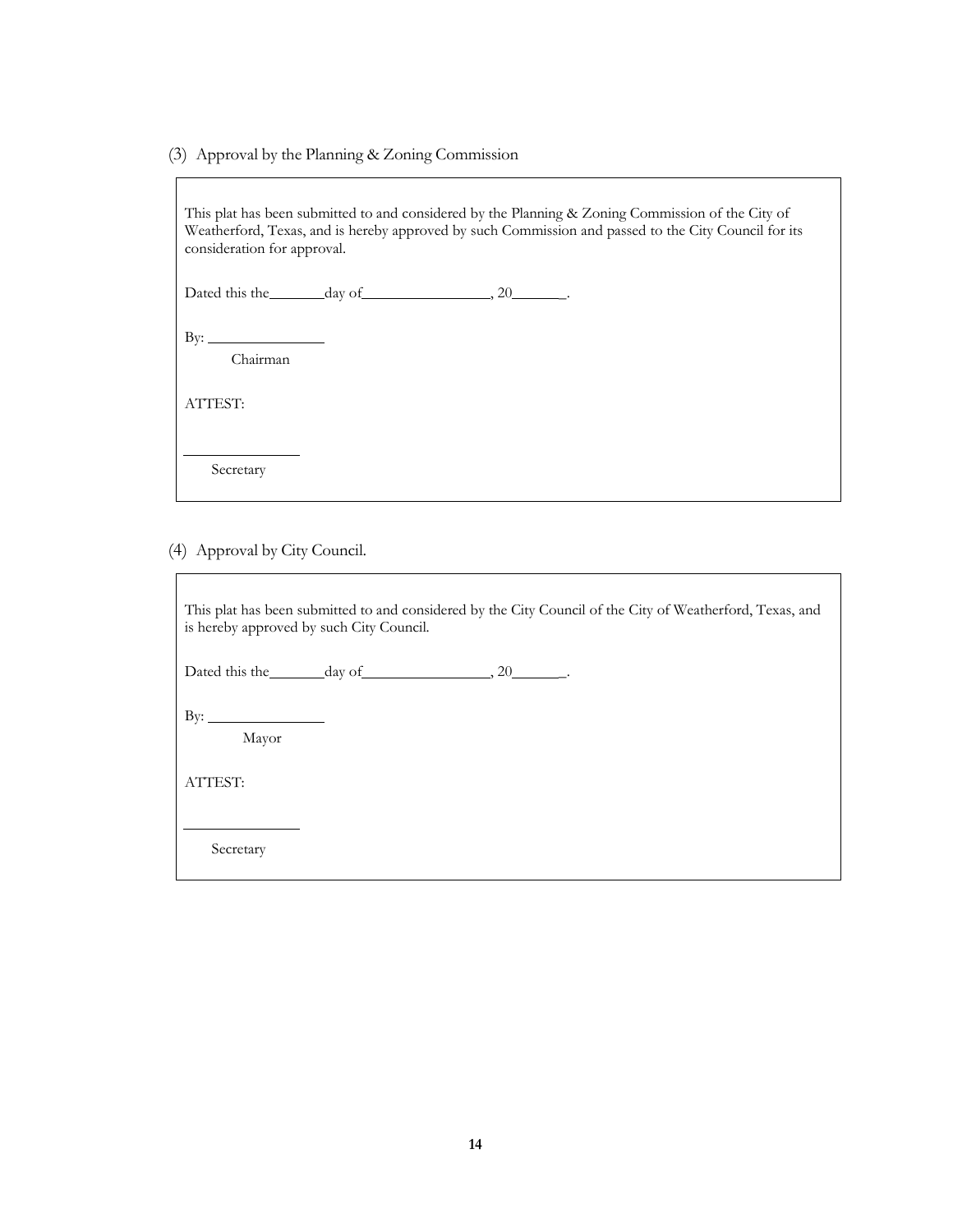(3) Approval by the Planning & Zoning Commission

> This plat has been submitted to and considered by the Planning & Zoning Commission of the City of Weatherford, Texas, and is hereby approved by such Commission and passed to the City Council for its consideration for approval.
>
> Dated this the________day of__________________, 20________.
>
> By: ________________
>
> Chairman
>
> ATTEST:
>
> ________________
>
> Secretary

(4) Approval by City Council.

> This plat has been submitted to and considered by the City Council of the City of Weatherford, Texas, and is hereby approved by such City Council.
>
> Dated this the________day of__________________, 20________.
>
> By: ________________
>
> Mayor
>
> ATTEST:
>
> ________________
>
> Secretary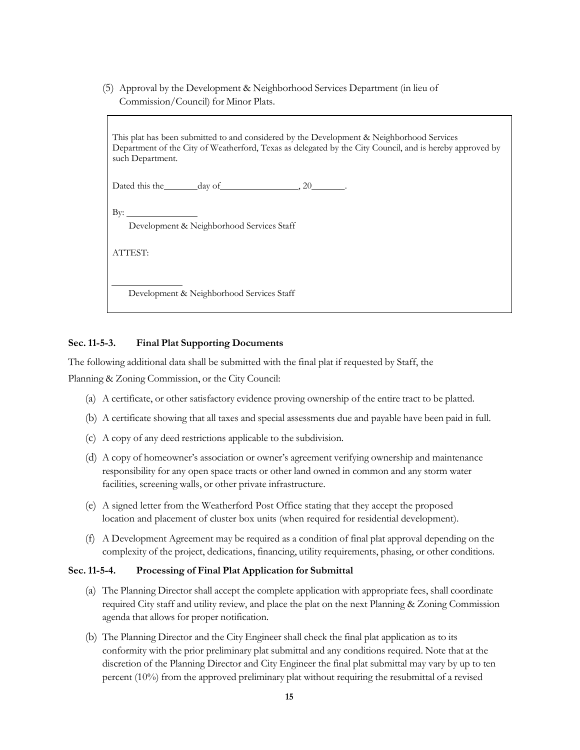(5) Approval by the Development & Neighborhood Services Department (in lieu of Commission/Council) for Minor Plats.

> This plat has been submitted to and considered by the Development & Neighborhood Services Department of the City of Weatherford, Texas as delegated by the City Council, and is hereby approved by such Department.
>
> Dated this the_______day of________________, 20_______.
>
> By: _______________
>
> Development & Neighborhood Services Staff
>
> ATTEST:
>
> _______________
>
> Development & Neighborhood Services Staff

### Sec. 11-5-3. Final Plat Supporting Documents

The following additional data shall be submitted with the final plat if requested by Staff, the Planning & Zoning Commission, or the City Council:

(a) A certificate, or other satisfactory evidence proving ownership of the entire tract to be platted.

(b) A certificate showing that all taxes and special assessments due and payable have been paid in full.

(c) A copy of any deed restrictions applicable to the subdivision.

(d) A copy of homeowner's association or owner's agreement verifying ownership and maintenance responsibility for any open space tracts or other land owned in common and any storm water facilities, screening walls, or other private infrastructure.

(e) A signed letter from the Weatherford Post Office stating that they accept the proposed location and placement of cluster box units (when required for residential development).

(f) A Development Agreement may be required as a condition of final plat approval depending on the complexity of the project, dedications, financing, utility requirements, phasing, or other conditions.

### Sec. 11-5-4. Processing of Final Plat Application for Submittal

(a) The Planning Director shall accept the complete application with appropriate fees, shall coordinate required City staff and utility review, and place the plat on the next Planning & Zoning Commission agenda that allows for proper notification.

(b) The Planning Director and the City Engineer shall check the final plat application as to its conformity with the prior preliminary plat submittal and any conditions required. Note that at the discretion of the Planning Director and City Engineer the final plat submittal may vary by up to ten percent (10%) from the approved preliminary plat without requiring the resubmittal of a revised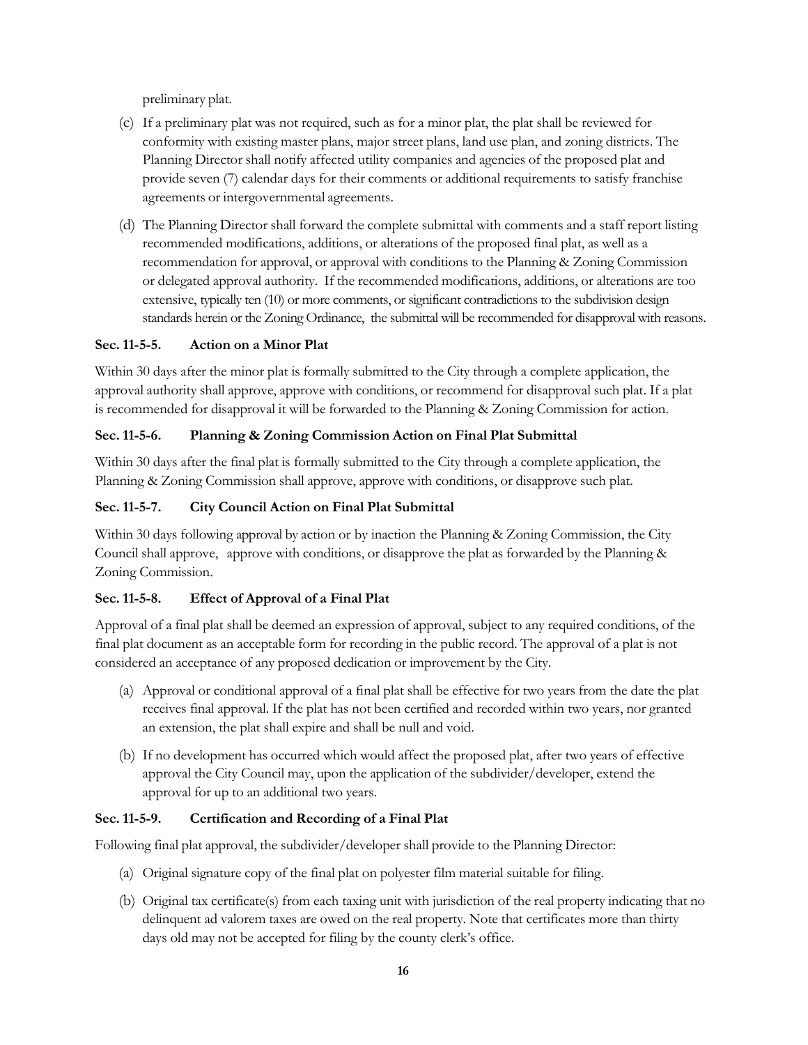preliminary plat.

(c) If a preliminary plat was not required, such as for a minor plat, the plat shall be reviewed for conformity with existing master plans, major street plans, land use plan, and zoning districts. The Planning Director shall notify affected utility companies and agencies of the proposed plat and provide seven (7) calendar days for their comments or additional requirements to satisfy franchise agreements or intergovernmental agreements.

(d) The Planning Director shall forward the complete submittal with comments and a staff report listing recommended modifications, additions, or alterations of the proposed final plat, as well as a recommendation for approval, or approval with conditions to the Planning & Zoning Commission or delegated approval authority. If the recommended modifications, additions, or alterations are too extensive, typically ten (10) or more comments, or significant contradictions to the subdivision design standards herein or the Zoning Ordinance, the submittal will be recommended for disapproval with reasons.

### Sec. 11-5-5. Action on a Minor Plat

Within 30 days after the minor plat is formally submitted to the City through a complete application, the approval authority shall approve, approve with conditions, or recommend for disapproval such plat. If a plat is recommended for disapproval it will be forwarded to the Planning & Zoning Commission for action.

### Sec. 11-5-6. Planning & Zoning Commission Action on Final Plat Submittal

Within 30 days after the final plat is formally submitted to the City through a complete application, the Planning & Zoning Commission shall approve, approve with conditions, or disapprove such plat.

### Sec. 11-5-7. City Council Action on Final Plat Submittal

Within 30 days following approval by action or by inaction the Planning & Zoning Commission, the City Council shall approve, approve with conditions, or disapprove the plat as forwarded by the Planning & Zoning Commission.

### Sec. 11-5-8. Effect of Approval of a Final Plat

Approval of a final plat shall be deemed an expression of approval, subject to any required conditions, of the final plat document as an acceptable form for recording in the public record. The approval of a plat is not considered an acceptance of any proposed dedication or improvement by the City.

(a) Approval or conditional approval of a final plat shall be effective for two years from the date the plat receives final approval. If the plat has not been certified and recorded within two years, nor granted an extension, the plat shall expire and shall be null and void.

(b) If no development has occurred which would affect the proposed plat, after two years of effective approval the City Council may, upon the application of the subdivider/developer, extend the approval for up to an additional two years.

### Sec. 11-5-9. Certification and Recording of a Final Plat

Following final plat approval, the subdivider/developer shall provide to the Planning Director:

(a) Original signature copy of the final plat on polyester film material suitable for filing.

(b) Original tax certificate(s) from each taxing unit with jurisdiction of the real property indicating that no delinquent ad valorem taxes are owed on the real property. Note that certificates more than thirty days old may not be accepted for filing by the county clerk's office.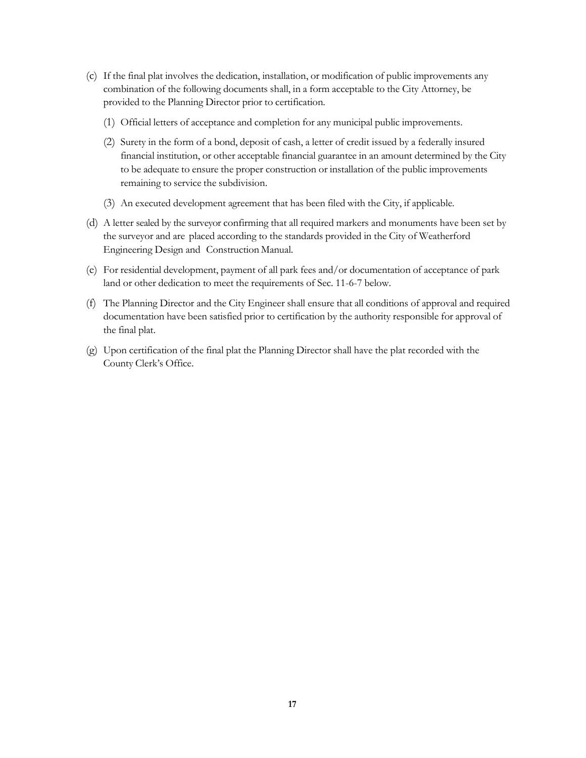(c) If the final plat involves the dedication, installation, or modification of public improvements any combination of the following documents shall, in a form acceptable to the City Attorney, be provided to the Planning Director prior to certification.

   (1) Official letters of acceptance and completion for any municipal public improvements.

   (2) Surety in the form of a bond, deposit of cash, a letter of credit issued by a federally insured financial institution, or other acceptable financial guarantee in an amount determined by the City to be adequate to ensure the proper construction or installation of the public improvements remaining to service the subdivision.

   (3) An executed development agreement that has been filed with the City, if applicable.

(d) A letter sealed by the surveyor confirming that all required markers and monuments have been set by the surveyor and are placed according to the standards provided in the City of Weatherford Engineering Design and Construction Manual.

(e) For residential development, payment of all park fees and/or documentation of acceptance of park land or other dedication to meet the requirements of Sec. 11-6-7 below.

(f) The Planning Director and the City Engineer shall ensure that all conditions of approval and required documentation have been satisfied prior to certification by the authority responsible for approval of the final plat.

(g) Upon certification of the final plat the Planning Director shall have the plat recorded with the County Clerk's Office.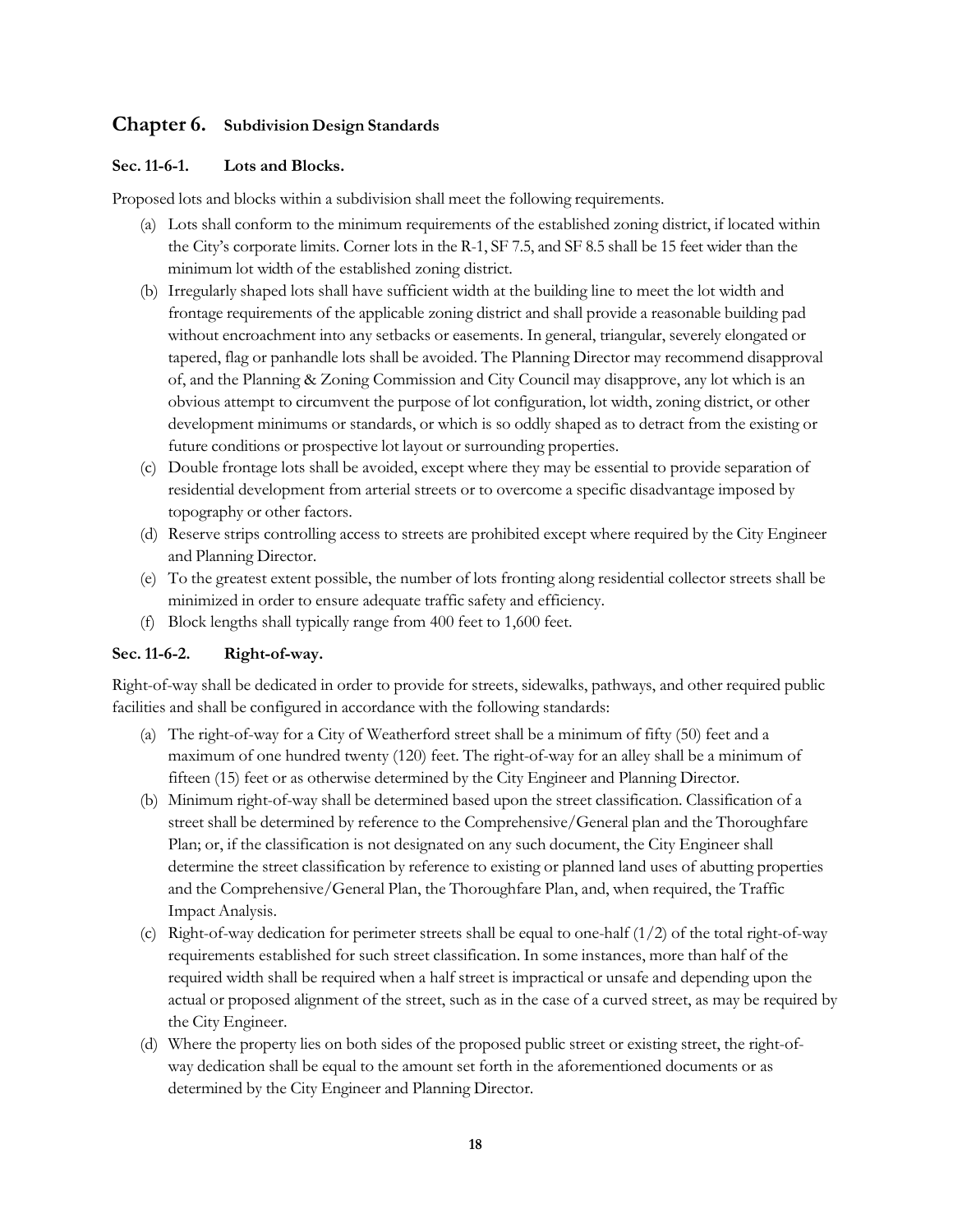## Chapter 6. Subdivision Design Standards

### Sec. 11-6-1. Lots and Blocks.

Proposed lots and blocks within a subdivision shall meet the following requirements.

(a) Lots shall conform to the minimum requirements of the established zoning district, if located within the City's corporate limits. Corner lots in the R-1, SF 7.5, and SF 8.5 shall be 15 feet wider than the minimum lot width of the established zoning district.

(b) Irregularly shaped lots shall have sufficient width at the building line to meet the lot width and frontage requirements of the applicable zoning district and shall provide a reasonable building pad without encroachment into any setbacks or easements. In general, triangular, severely elongated or tapered, flag or panhandle lots shall be avoided. The Planning Director may recommend disapproval of, and the Planning & Zoning Commission and City Council may disapprove, any lot which is an obvious attempt to circumvent the purpose of lot configuration, lot width, zoning district, or other development minimums or standards, or which is so oddly shaped as to detract from the existing or future conditions or prospective lot layout or surrounding properties.

(c) Double frontage lots shall be avoided, except where they may be essential to provide separation of residential development from arterial streets or to overcome a specific disadvantage imposed by topography or other factors.

(d) Reserve strips controlling access to streets are prohibited except where required by the City Engineer and Planning Director.

(e) To the greatest extent possible, the number of lots fronting along residential collector streets shall be minimized in order to ensure adequate traffic safety and efficiency.

(f) Block lengths shall typically range from 400 feet to 1,600 feet.

### Sec. 11-6-2. Right-of-way.

Right-of-way shall be dedicated in order to provide for streets, sidewalks, pathways, and other required public facilities and shall be configured in accordance with the following standards:

(a) The right-of-way for a City of Weatherford street shall be a minimum of fifty (50) feet and a maximum of one hundred twenty (120) feet. The right-of-way for an alley shall be a minimum of fifteen (15) feet or as otherwise determined by the City Engineer and Planning Director.

(b) Minimum right-of-way shall be determined based upon the street classification. Classification of a street shall be determined by reference to the Comprehensive/General plan and the Thoroughfare Plan; or, if the classification is not designated on any such document, the City Engineer shall determine the street classification by reference to existing or planned land uses of abutting properties and the Comprehensive/General Plan, the Thoroughfare Plan, and, when required, the Traffic Impact Analysis.

(c) Right-of-way dedication for perimeter streets shall be equal to one-half (1/2) of the total right-of-way requirements established for such street classification. In some instances, more than half of the required width shall be required when a half street is impractical or unsafe and depending upon the actual or proposed alignment of the street, such as in the case of a curved street, as may be required by the City Engineer.

(d) Where the property lies on both sides of the proposed public street or existing street, the right-of-way dedication shall be equal to the amount set forth in the aforementioned documents or as determined by the City Engineer and Planning Director.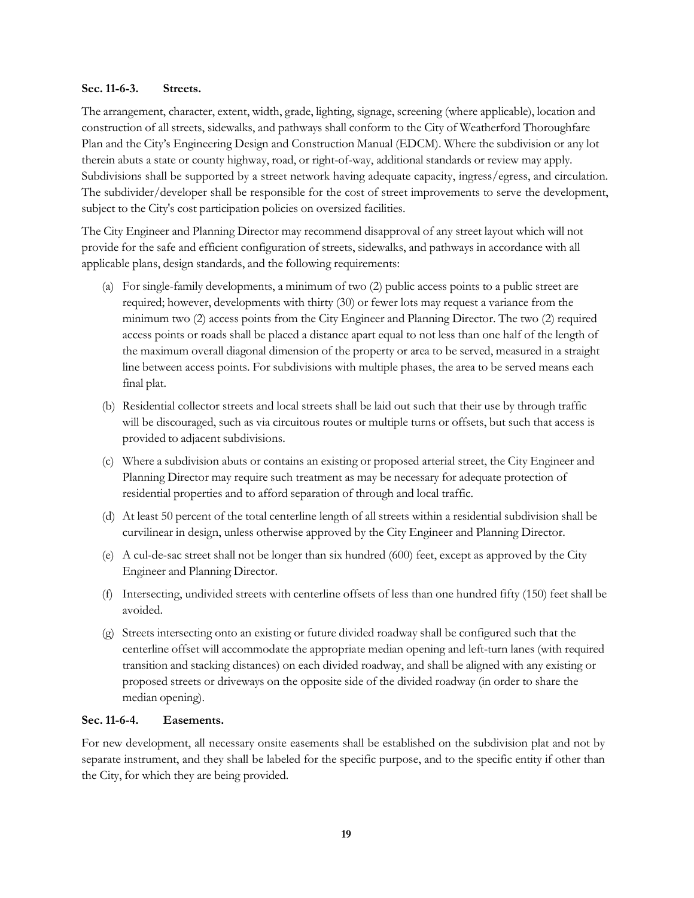### Sec. 11-6-3. Streets.

The arrangement, character, extent, width, grade, lighting, signage, screening (where applicable), location and construction of all streets, sidewalks, and pathways shall conform to the City of Weatherford Thoroughfare Plan and the City's Engineering Design and Construction Manual (EDCM). Where the subdivision or any lot therein abuts a state or county highway, road, or right-of-way, additional standards or review may apply. Subdivisions shall be supported by a street network having adequate capacity, ingress/egress, and circulation. The subdivider/developer shall be responsible for the cost of street improvements to serve the development, subject to the City's cost participation policies on oversized facilities.

The City Engineer and Planning Director may recommend disapproval of any street layout which will not provide for the safe and efficient configuration of streets, sidewalks, and pathways in accordance with all applicable plans, design standards, and the following requirements:

(a) For single-family developments, a minimum of two (2) public access points to a public street are required; however, developments with thirty (30) or fewer lots may request a variance from the minimum two (2) access points from the City Engineer and Planning Director. The two (2) required access points or roads shall be placed a distance apart equal to not less than one half of the length of the maximum overall diagonal dimension of the property or area to be served, measured in a straight line between access points. For subdivisions with multiple phases, the area to be served means each final plat.

(b) Residential collector streets and local streets shall be laid out such that their use by through traffic will be discouraged, such as via circuitous routes or multiple turns or offsets, but such that access is provided to adjacent subdivisions.

(c) Where a subdivision abuts or contains an existing or proposed arterial street, the City Engineer and Planning Director may require such treatment as may be necessary for adequate protection of residential properties and to afford separation of through and local traffic.

(d) At least 50 percent of the total centerline length of all streets within a residential subdivision shall be curvilinear in design, unless otherwise approved by the City Engineer and Planning Director.

(e) A cul-de-sac street shall not be longer than six hundred (600) feet, except as approved by the City Engineer and Planning Director.

(f) Intersecting, undivided streets with centerline offsets of less than one hundred fifty (150) feet shall be avoided.

(g) Streets intersecting onto an existing or future divided roadway shall be configured such that the centerline offset will accommodate the appropriate median opening and left-turn lanes (with required transition and stacking distances) on each divided roadway, and shall be aligned with any existing or proposed streets or driveways on the opposite side of the divided roadway (in order to share the median opening).

### Sec. 11-6-4. Easements.

For new development, all necessary onsite easements shall be established on the subdivision plat and not by separate instrument, and they shall be labeled for the specific purpose, and to the specific entity if other than the City, for which they are being provided.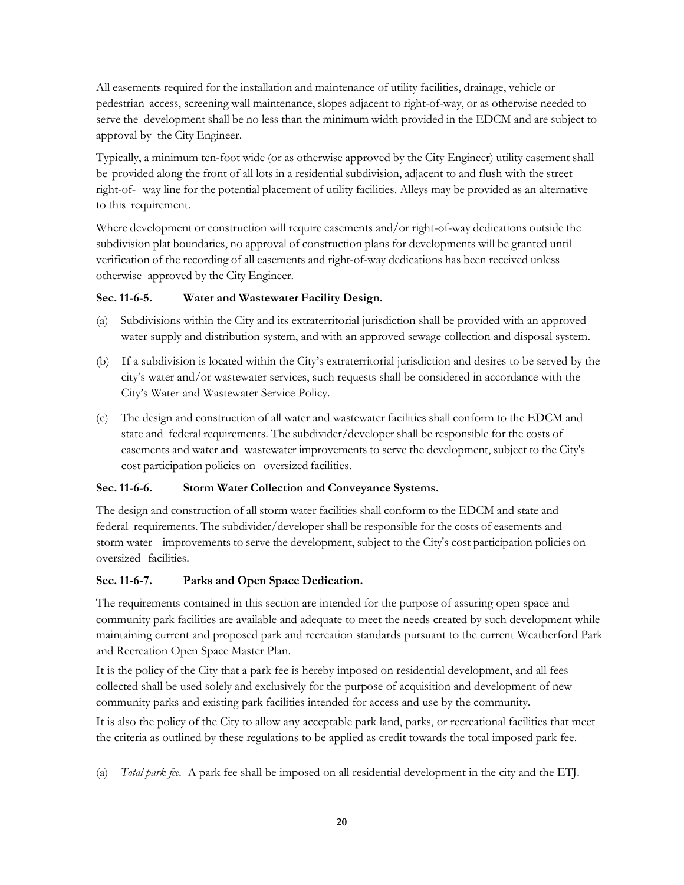All easements required for the installation and maintenance of utility facilities, drainage, vehicle or pedestrian access, screening wall maintenance, slopes adjacent to right-of-way, or as otherwise needed to serve the development shall be no less than the minimum width provided in the EDCM and are subject to approval by the City Engineer.

Typically, a minimum ten-foot wide (or as otherwise approved by the City Engineer) utility easement shall be provided along the front of all lots in a residential subdivision, adjacent to and flush with the street right-of- way line for the potential placement of utility facilities. Alleys may be provided as an alternative to this requirement.

Where development or construction will require easements and/or right-of-way dedications outside the subdivision plat boundaries, no approval of construction plans for developments will be granted until verification of the recording of all easements and right-of-way dedications has been received unless otherwise approved by the City Engineer.

### Sec. 11-6-5. Water and Wastewater Facility Design.

(a) Subdivisions within the City and its extraterritorial jurisdiction shall be provided with an approved water supply and distribution system, and with an approved sewage collection and disposal system.

(b) If a subdivision is located within the City's extraterritorial jurisdiction and desires to be served by the city's water and/or wastewater services, such requests shall be considered in accordance with the City's Water and Wastewater Service Policy.

(c) The design and construction of all water and wastewater facilities shall conform to the EDCM and state and federal requirements. The subdivider/developer shall be responsible for the costs of easements and water and wastewater improvements to serve the development, subject to the City's cost participation policies on oversized facilities.

### Sec. 11-6-6. Storm Water Collection and Conveyance Systems.

The design and construction of all storm water facilities shall conform to the EDCM and state and federal requirements. The subdivider/developer shall be responsible for the costs of easements and storm water improvements to serve the development, subject to the City's cost participation policies on oversized facilities.

### Sec. 11-6-7. Parks and Open Space Dedication.

The requirements contained in this section are intended for the purpose of assuring open space and community park facilities are available and adequate to meet the needs created by such development while maintaining current and proposed park and recreation standards pursuant to the current Weatherford Park and Recreation Open Space Master Plan.

It is the policy of the City that a park fee is hereby imposed on residential development, and all fees collected shall be used solely and exclusively for the purpose of acquisition and development of new community parks and existing park facilities intended for access and use by the community.

It is also the policy of the City to allow any acceptable park land, parks, or recreational facilities that meet the criteria as outlined by these regulations to be applied as credit towards the total imposed park fee.

(a) *Total park fee.* A park fee shall be imposed on all residential development in the city and the ETJ.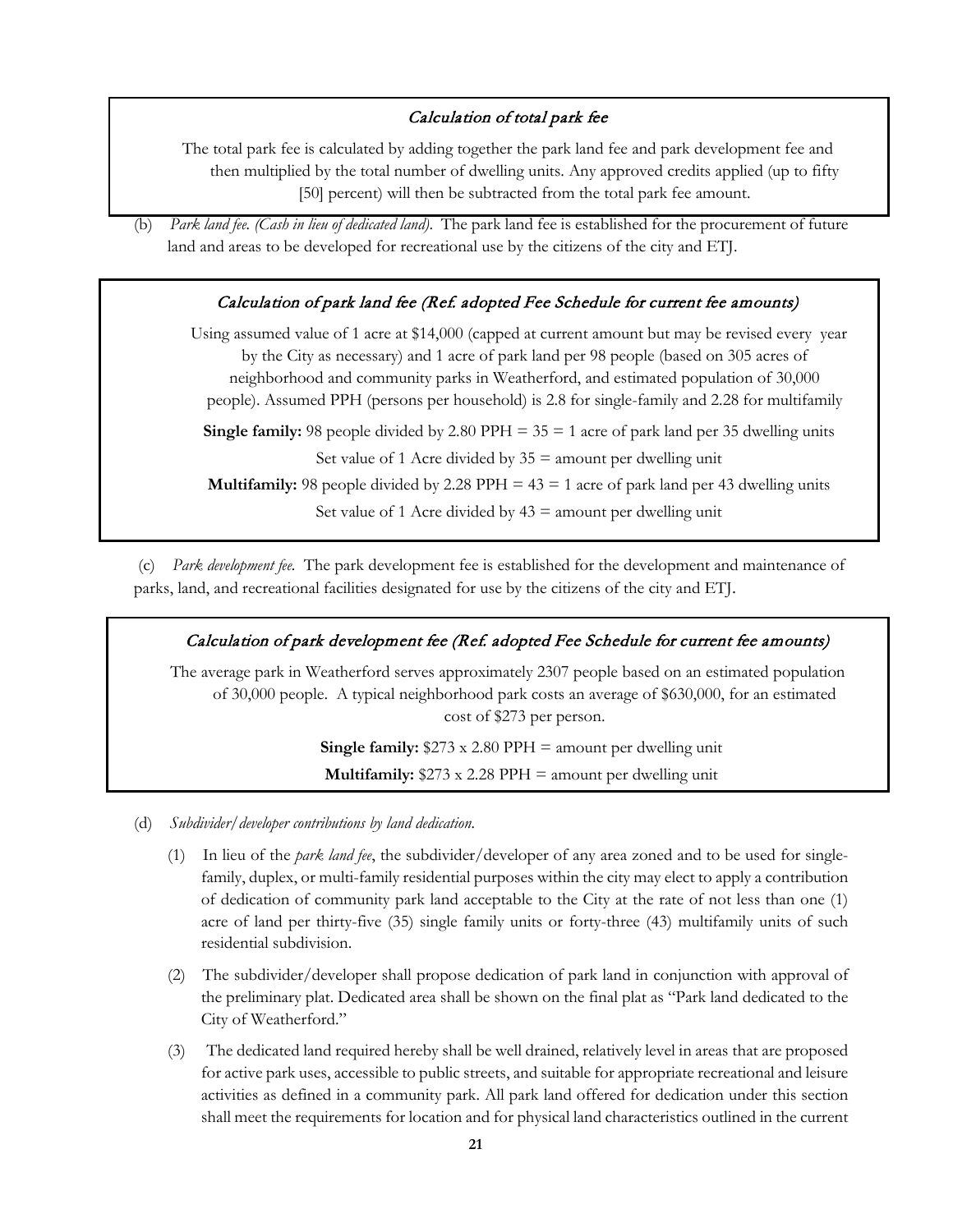*Calculation of total park fee*

The total park fee is calculated by adding together the park land fee and park development fee and then multiplied by the total number of dwelling units. Any approved credits applied (up to fifty [50] percent) will then be subtracted from the total park fee amount.

(b) *Park land fee. (Cash in lieu of dedicated land).* The park land fee is established for the procurement of future land and areas to be developed for recreational use by the citizens of the city and ETJ.

*Calculation of park land fee (Ref. adopted Fee Schedule for current fee amounts)*

Using assumed value of 1 acre at $14,000 (capped at current amount but may be revised every year by the City as necessary) and 1 acre of park land per 98 people (based on 305 acres of neighborhood and community parks in Weatherford, and estimated population of 30,000 people). Assumed PPH (persons per household) is 2.8 for single-family and 2.28 for multifamily

**Single family:** 98 people divided by 2.80 PPH = 35 = 1 acre of park land per 35 dwelling units

Set value of 1 Acre divided by 35 = amount per dwelling unit

**Multifamily:** 98 people divided by 2.28 PPH = 43 = 1 acre of park land per 43 dwelling units

Set value of 1 Acre divided by 43 = amount per dwelling unit

(c) *Park development fee.* The park development fee is established for the development and maintenance of parks, land, and recreational facilities designated for use by the citizens of the city and ETJ.

*Calculation of park development fee (Ref. adopted Fee Schedule for current fee amounts)*

The average park in Weatherford serves approximately 2307 people based on an estimated population of 30,000 people. A typical neighborhood park costs an average of $630,000, for an estimated cost of $273 per person.

**Single family:** $273 x 2.80 PPH = amount per dwelling unit

**Multifamily:** $273 x 2.28 PPH = amount per dwelling unit

(d) *Subdivider/developer contributions by land dedication.*

(1) In lieu of the *park land fee*, the subdivider/developer of any area zoned and to be used for single-family, duplex, or multi-family residential purposes within the city may elect to apply a contribution of dedication of community park land acceptable to the City at the rate of not less than one (1) acre of land per thirty-five (35) single family units or forty-three (43) multifamily units of such residential subdivision.

(2) The subdivider/developer shall propose dedication of park land in conjunction with approval of the preliminary plat. Dedicated area shall be shown on the final plat as "Park land dedicated to the City of Weatherford."

(3) The dedicated land required hereby shall be well drained, relatively level in areas that are proposed for active park uses, accessible to public streets, and suitable for appropriate recreational and leisure activities as defined in a community park. All park land offered for dedication under this section shall meet the requirements for location and for physical land characteristics outlined in the current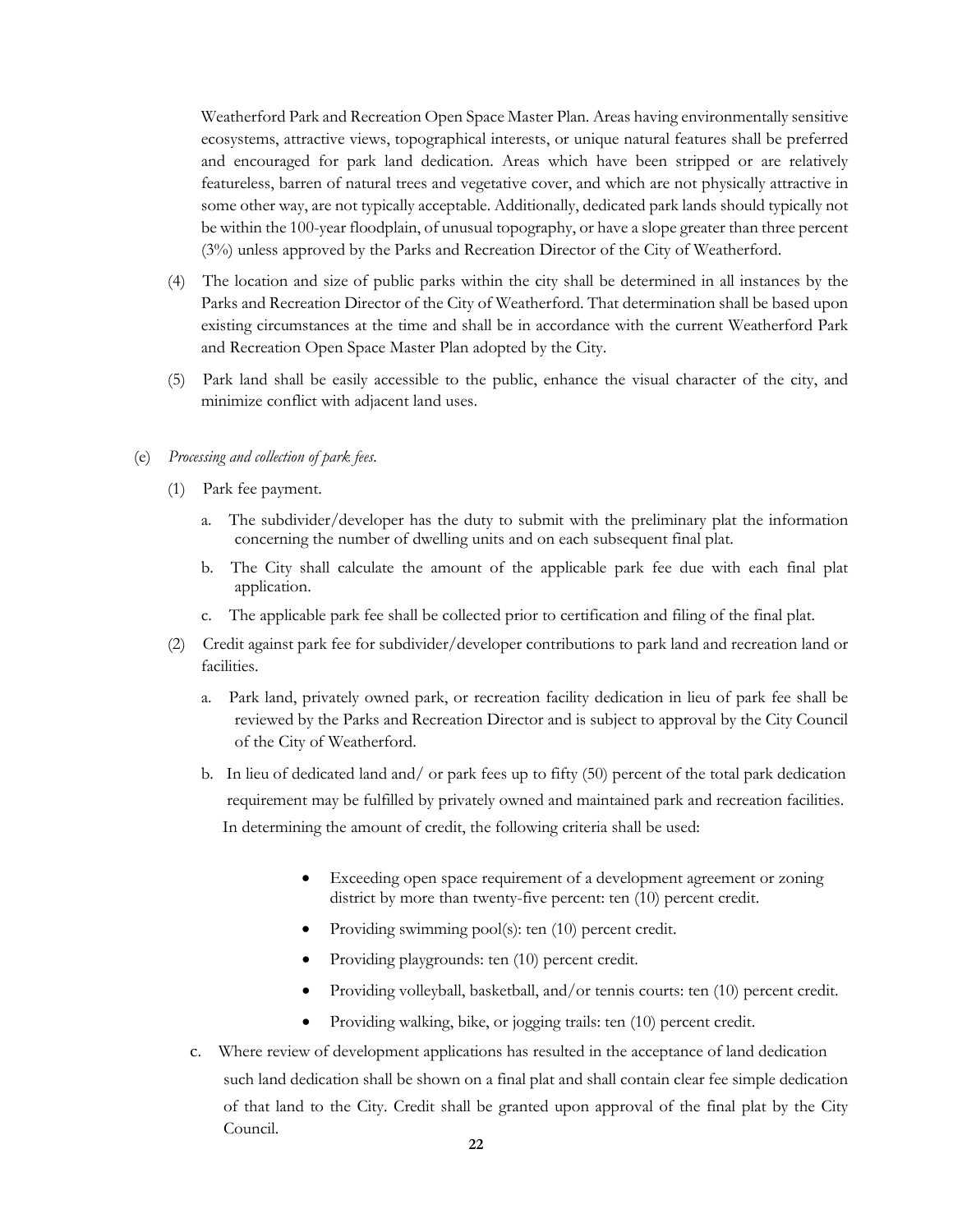Weatherford Park and Recreation Open Space Master Plan. Areas having environmentally sensitive ecosystems, attractive views, topographical interests, or unique natural features shall be preferred and encouraged for park land dedication. Areas which have been stripped or are relatively featureless, barren of natural trees and vegetative cover, and which are not physically attractive in some other way, are not typically acceptable. Additionally, dedicated park lands should typically not be within the 100-year floodplain, of unusual topography, or have a slope greater than three percent (3%) unless approved by the Parks and Recreation Director of the City of Weatherford.

(4) The location and size of public parks within the city shall be determined in all instances by the Parks and Recreation Director of the City of Weatherford. That determination shall be based upon existing circumstances at the time and shall be in accordance with the current Weatherford Park and Recreation Open Space Master Plan adopted by the City.

(5) Park land shall be easily accessible to the public, enhance the visual character of the city, and minimize conflict with adjacent land uses.

(e) *Processing and collection of park fees.*

(1) Park fee payment.

a. The subdivider/developer has the duty to submit with the preliminary plat the information concerning the number of dwelling units and on each subsequent final plat.

b. The City shall calculate the amount of the applicable park fee due with each final plat application.

c. The applicable park fee shall be collected prior to certification and filing of the final plat.

(2) Credit against park fee for subdivider/developer contributions to park land and recreation land or facilities.

a. Park land, privately owned park, or recreation facility dedication in lieu of park fee shall be reviewed by the Parks and Recreation Director and is subject to approval by the City Council of the City of Weatherford.

b. In lieu of dedicated land and/ or park fees up to fifty (50) percent of the total park dedication requirement may be fulfilled by privately owned and maintained park and recreation facilities. In determining the amount of credit, the following criteria shall be used:

- Exceeding open space requirement of a development agreement or zoning district by more than twenty-five percent: ten (10) percent credit.
- Providing swimming pool(s): ten (10) percent credit.
- Providing playgrounds: ten (10) percent credit.
- Providing volleyball, basketball, and/or tennis courts: ten (10) percent credit.
- Providing walking, bike, or jogging trails: ten (10) percent credit.

c. Where review of development applications has resulted in the acceptance of land dedication such land dedication shall be shown on a final plat and shall contain clear fee simple dedication of that land to the City. Credit shall be granted upon approval of the final plat by the City Council.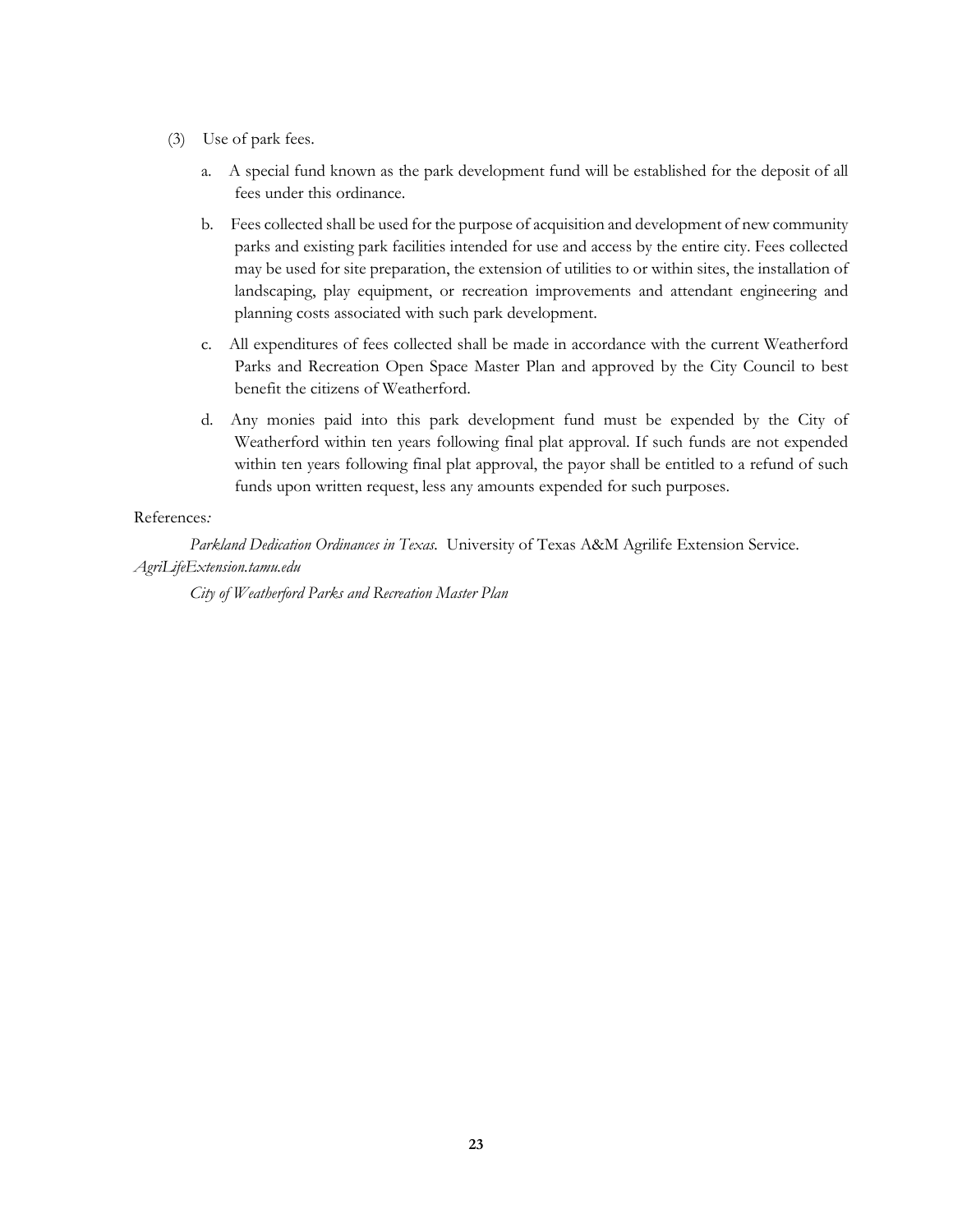(3) Use of park fees.

a. A special fund known as the park development fund will be established for the deposit of all fees under this ordinance.

b. Fees collected shall be used for the purpose of acquisition and development of new community parks and existing park facilities intended for use and access by the entire city. Fees collected may be used for site preparation, the extension of utilities to or within sites, the installation of landscaping, play equipment, or recreation improvements and attendant engineering and planning costs associated with such park development.

c. All expenditures of fees collected shall be made in accordance with the current Weatherford Parks and Recreation Open Space Master Plan and approved by the City Council to best benefit the citizens of Weatherford.

d. Any monies paid into this park development fund must be expended by the City of Weatherford within ten years following final plat approval. If such funds are not expended within ten years following final plat approval, the payor shall be entitled to a refund of such funds upon written request, less any amounts expended for such purposes.

References*:*

*Parkland Dedication Ordinances in Texas.* University of Texas A&M Agrilife Extension Service. *AgriLifeExtension.tamu.edu*

*City of Weatherford Parks and Recreation Master Plan*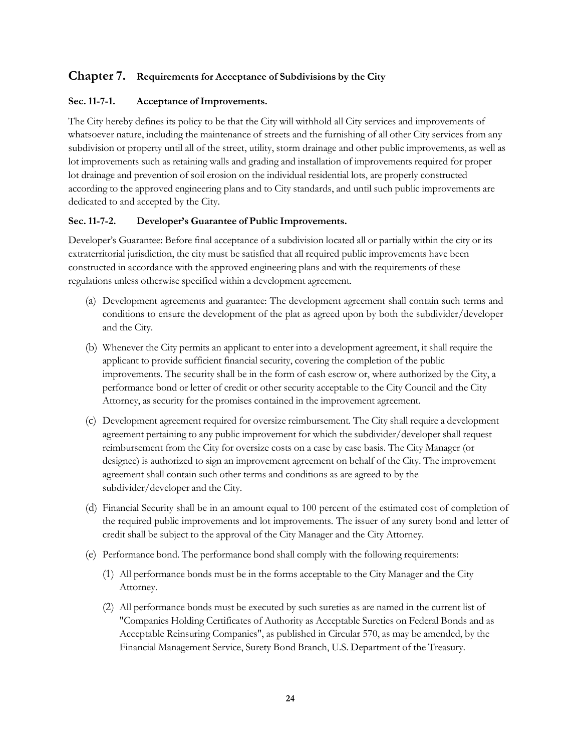## Chapter 7. Requirements for Acceptance of Subdivisions by the City

### Sec. 11-7-1. Acceptance of Improvements.

The City hereby defines its policy to be that the City will withhold all City services and improvements of whatsoever nature, including the maintenance of streets and the furnishing of all other City services from any subdivision or property until all of the street, utility, storm drainage and other public improvements, as well as lot improvements such as retaining walls and grading and installation of improvements required for proper lot drainage and prevention of soil erosion on the individual residential lots, are properly constructed according to the approved engineering plans and to City standards, and until such public improvements are dedicated to and accepted by the City.

### Sec. 11-7-2. Developer's Guarantee of Public Improvements.

Developer's Guarantee: Before final acceptance of a subdivision located all or partially within the city or its extraterritorial jurisdiction, the city must be satisfied that all required public improvements have been constructed in accordance with the approved engineering plans and with the requirements of these regulations unless otherwise specified within a development agreement.

(a) Development agreements and guarantee: The development agreement shall contain such terms and conditions to ensure the development of the plat as agreed upon by both the subdivider/developer and the City.

(b) Whenever the City permits an applicant to enter into a development agreement, it shall require the applicant to provide sufficient financial security, covering the completion of the public improvements. The security shall be in the form of cash escrow or, where authorized by the City, a performance bond or letter of credit or other security acceptable to the City Council and the City Attorney, as security for the promises contained in the improvement agreement.

(c) Development agreement required for oversize reimbursement. The City shall require a development agreement pertaining to any public improvement for which the subdivider/developer shall request reimbursement from the City for oversize costs on a case by case basis. The City Manager (or designee) is authorized to sign an improvement agreement on behalf of the City. The improvement agreement shall contain such other terms and conditions as are agreed to by the subdivider/developer and the City.

(d) Financial Security shall be in an amount equal to 100 percent of the estimated cost of completion of the required public improvements and lot improvements. The issuer of any surety bond and letter of credit shall be subject to the approval of the City Manager and the City Attorney.

(e) Performance bond. The performance bond shall comply with the following requirements:

   (1) All performance bonds must be in the forms acceptable to the City Manager and the City Attorney.

   (2) All performance bonds must be executed by such sureties as are named in the current list of "Companies Holding Certificates of Authority as Acceptable Sureties on Federal Bonds and as Acceptable Reinsuring Companies", as published in Circular 570, as may be amended, by the Financial Management Service, Surety Bond Branch, U.S. Department of the Treasury.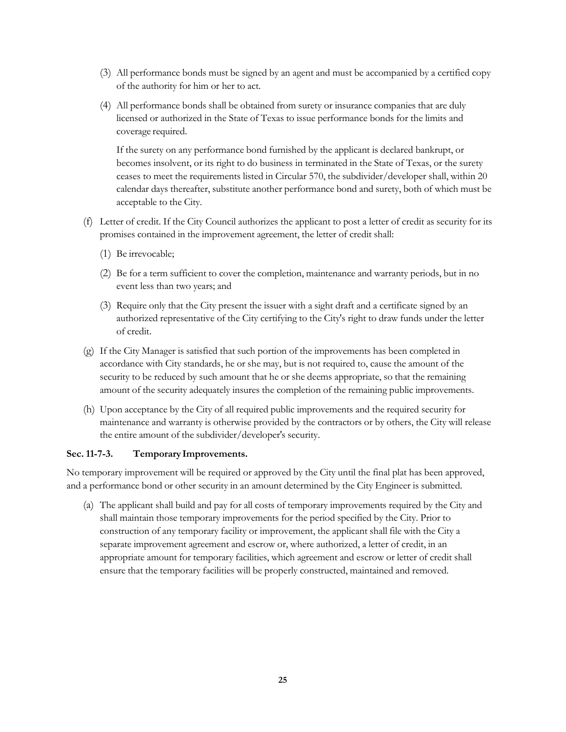(3) All performance bonds must be signed by an agent and must be accompanied by a certified copy of the authority for him or her to act.

(4) All performance bonds shall be obtained from surety or insurance companies that are duly licensed or authorized in the State of Texas to issue performance bonds for the limits and coverage required.

If the surety on any performance bond furnished by the applicant is declared bankrupt, or becomes insolvent, or its right to do business in terminated in the State of Texas, or the surety ceases to meet the requirements listed in Circular 570, the subdivider/developer shall, within 20 calendar days thereafter, substitute another performance bond and surety, both of which must be acceptable to the City.

(f) Letter of credit. If the City Council authorizes the applicant to post a letter of credit as security for its promises contained in the improvement agreement, the letter of credit shall:

(1) Be irrevocable;

(2) Be for a term sufficient to cover the completion, maintenance and warranty periods, but in no event less than two years; and

(3) Require only that the City present the issuer with a sight draft and a certificate signed by an authorized representative of the City certifying to the City's right to draw funds under the letter of credit.

(g) If the City Manager is satisfied that such portion of the improvements has been completed in accordance with City standards, he or she may, but is not required to, cause the amount of the security to be reduced by such amount that he or she deems appropriate, so that the remaining amount of the security adequately insures the completion of the remaining public improvements.

(h) Upon acceptance by the City of all required public improvements and the required security for maintenance and warranty is otherwise provided by the contractors or by others, the City will release the entire amount of the subdivider/developer's security.

**Sec. 11-7-3. Temporary Improvements.**

No temporary improvement will be required or approved by the City until the final plat has been approved, and a performance bond or other security in an amount determined by the City Engineer is submitted.

(a) The applicant shall build and pay for all costs of temporary improvements required by the City and shall maintain those temporary improvements for the period specified by the City. Prior to construction of any temporary facility or improvement, the applicant shall file with the City a separate improvement agreement and escrow or, where authorized, a letter of credit, in an appropriate amount for temporary facilities, which agreement and escrow or letter of credit shall ensure that the temporary facilities will be properly constructed, maintained and removed.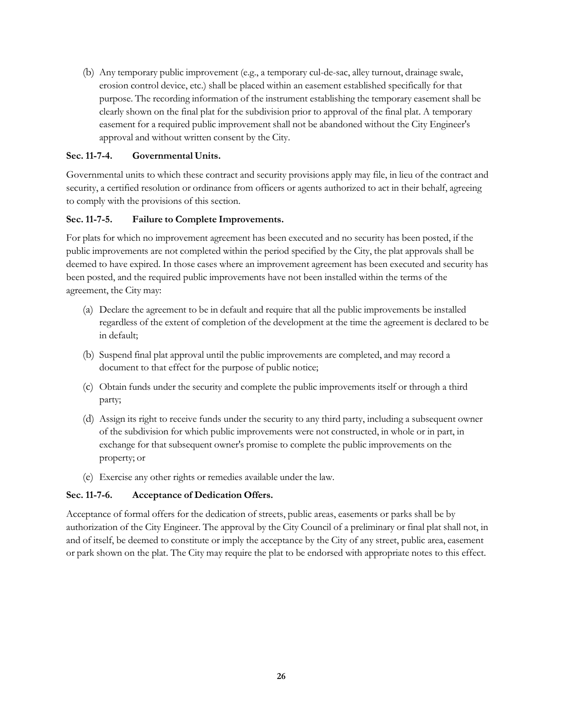(b) Any temporary public improvement (e.g., a temporary cul-de-sac, alley turnout, drainage swale, erosion control device, etc.) shall be placed within an easement established specifically for that purpose. The recording information of the instrument establishing the temporary easement shall be clearly shown on the final plat for the subdivision prior to approval of the final plat. A temporary easement for a required public improvement shall not be abandoned without the City Engineer's approval and without written consent by the City.

**Sec. 11-7-4. Governmental Units.**

Governmental units to which these contract and security provisions apply may file, in lieu of the contract and security, a certified resolution or ordinance from officers or agents authorized to act in their behalf, agreeing to comply with the provisions of this section.

**Sec. 11-7-5. Failure to Complete Improvements.**

For plats for which no improvement agreement has been executed and no security has been posted, if the public improvements are not completed within the period specified by the City, the plat approvals shall be deemed to have expired. In those cases where an improvement agreement has been executed and security has been posted, and the required public improvements have not been installed within the terms of the agreement, the City may:

(a) Declare the agreement to be in default and require that all the public improvements be installed regardless of the extent of completion of the development at the time the agreement is declared to be in default;

(b) Suspend final plat approval until the public improvements are completed, and may record a document to that effect for the purpose of public notice;

(c) Obtain funds under the security and complete the public improvements itself or through a third party;

(d) Assign its right to receive funds under the security to any third party, including a subsequent owner of the subdivision for which public improvements were not constructed, in whole or in part, in exchange for that subsequent owner's promise to complete the public improvements on the property; or

(e) Exercise any other rights or remedies available under the law.

**Sec. 11-7-6. Acceptance of Dedication Offers.**

Acceptance of formal offers for the dedication of streets, public areas, easements or parks shall be by authorization of the City Engineer. The approval by the City Council of a preliminary or final plat shall not, in and of itself, be deemed to constitute or imply the acceptance by the City of any street, public area, easement or park shown on the plat. The City may require the plat to be endorsed with appropriate notes to this effect.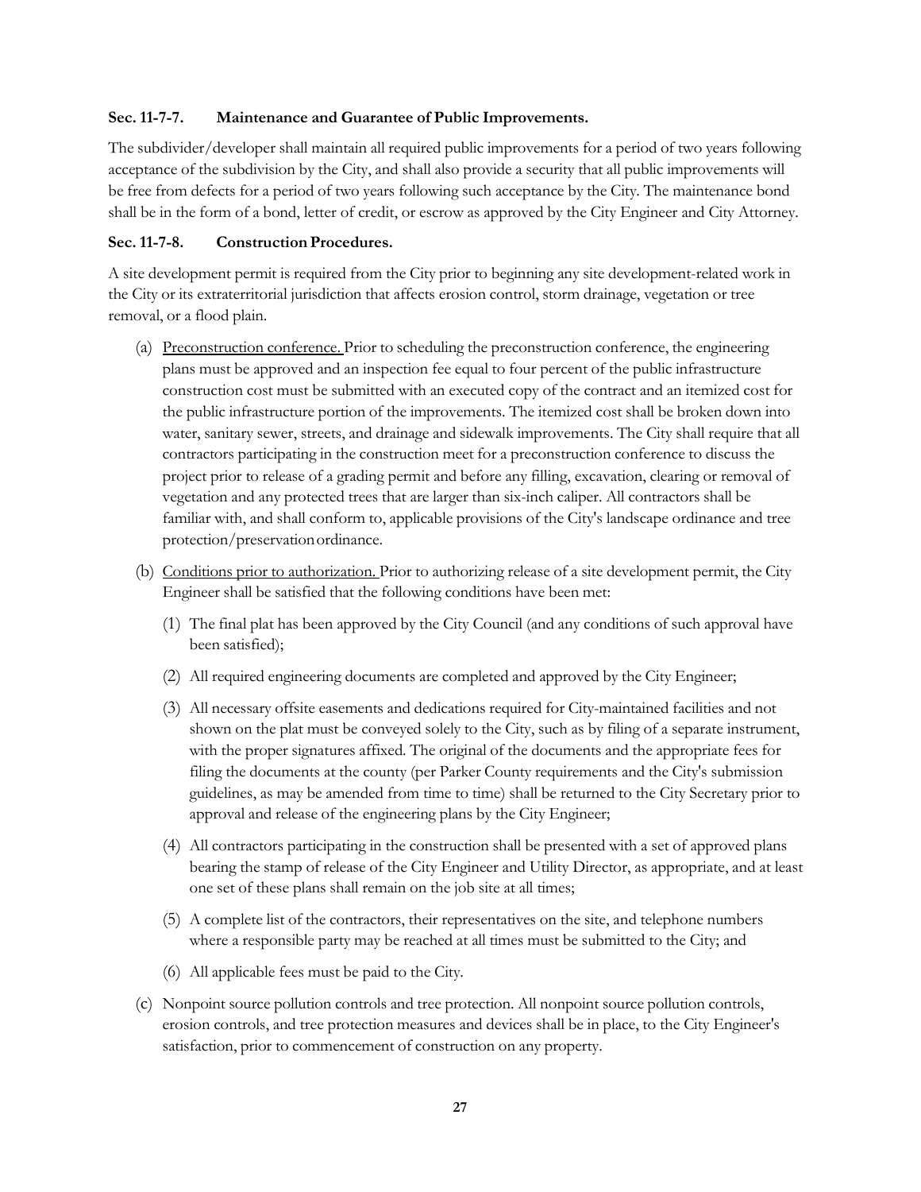**Sec. 11-7-7. Maintenance and Guarantee of Public Improvements.**

The subdivider/developer shall maintain all required public improvements for a period of two years following acceptance of the subdivision by the City, and shall also provide a security that all public improvements will be free from defects for a period of two years following such acceptance by the City. The maintenance bond shall be in the form of a bond, letter of credit, or escrow as approved by the City Engineer and City Attorney.

**Sec. 11-7-8. Construction Procedures.**

A site development permit is required from the City prior to beginning any site development-related work in the City or its extraterritorial jurisdiction that affects erosion control, storm drainage, vegetation or tree removal, or a flood plain.

(a) Preconstruction conference. Prior to scheduling the preconstruction conference, the engineering plans must be approved and an inspection fee equal to four percent of the public infrastructure construction cost must be submitted with an executed copy of the contract and an itemized cost for the public infrastructure portion of the improvements. The itemized cost shall be broken down into water, sanitary sewer, streets, and drainage and sidewalk improvements. The City shall require that all contractors participating in the construction meet for a preconstruction conference to discuss the project prior to release of a grading permit and before any filling, excavation, clearing or removal of vegetation and any protected trees that are larger than six-inch caliper. All contractors shall be familiar with, and shall conform to, applicable provisions of the City's landscape ordinance and tree protection/preservation ordinance.

(b) Conditions prior to authorization. Prior to authorizing release of a site development permit, the City Engineer shall be satisfied that the following conditions have been met:

   (1) The final plat has been approved by the City Council (and any conditions of such approval have been satisfied);

   (2) All required engineering documents are completed and approved by the City Engineer;

   (3) All necessary offsite easements and dedications required for City-maintained facilities and not shown on the plat must be conveyed solely to the City, such as by filing of a separate instrument, with the proper signatures affixed. The original of the documents and the appropriate fees for filing the documents at the county (per Parker County requirements and the City's submission guidelines, as may be amended from time to time) shall be returned to the City Secretary prior to approval and release of the engineering plans by the City Engineer;

   (4) All contractors participating in the construction shall be presented with a set of approved plans bearing the stamp of release of the City Engineer and Utility Director, as appropriate, and at least one set of these plans shall remain on the job site at all times;

   (5) A complete list of the contractors, their representatives on the site, and telephone numbers where a responsible party may be reached at all times must be submitted to the City; and

   (6) All applicable fees must be paid to the City.

(c) Nonpoint source pollution controls and tree protection. All nonpoint source pollution controls, erosion controls, and tree protection measures and devices shall be in place, to the City Engineer's satisfaction, prior to commencement of construction on any property.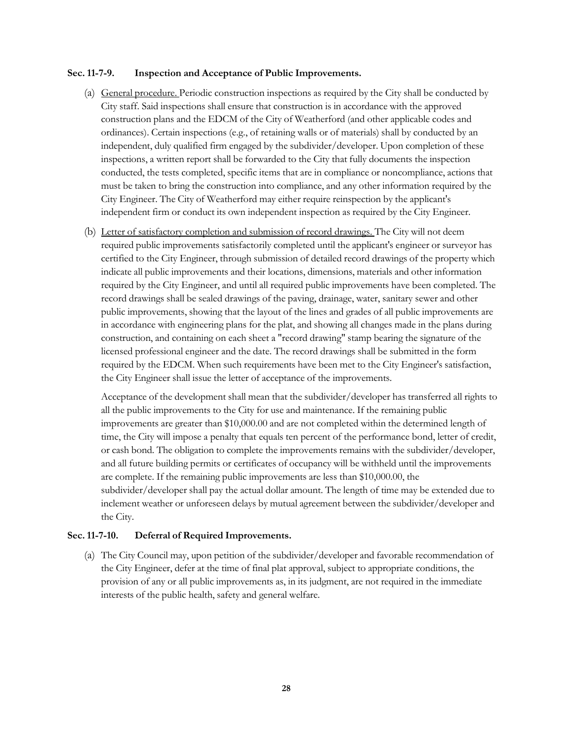**Sec. 11-7-9. Inspection and Acceptance of Public Improvements.**

(a) General procedure. Periodic construction inspections as required by the City shall be conducted by City staff. Said inspections shall ensure that construction is in accordance with the approved construction plans and the EDCM of the City of Weatherford (and other applicable codes and ordinances). Certain inspections (e.g., of retaining walls or of materials) shall by conducted by an independent, duly qualified firm engaged by the subdivider/developer. Upon completion of these inspections, a written report shall be forwarded to the City that fully documents the inspection conducted, the tests completed, specific items that are in compliance or noncompliance, actions that must be taken to bring the construction into compliance, and any other information required by the City Engineer. The City of Weatherford may either require reinspection by the applicant's independent firm or conduct its own independent inspection as required by the City Engineer.

(b) Letter of satisfactory completion and submission of record drawings. The City will not deem required public improvements satisfactorily completed until the applicant's engineer or surveyor has certified to the City Engineer, through submission of detailed record drawings of the property which indicate all public improvements and their locations, dimensions, materials and other information required by the City Engineer, and until all required public improvements have been completed. The record drawings shall be sealed drawings of the paving, drainage, water, sanitary sewer and other public improvements, showing that the layout of the lines and grades of all public improvements are in accordance with engineering plans for the plat, and showing all changes made in the plans during construction, and containing on each sheet a "record drawing" stamp bearing the signature of the licensed professional engineer and the date. The record drawings shall be submitted in the form required by the EDCM. When such requirements have been met to the City Engineer's satisfaction, the City Engineer shall issue the letter of acceptance of the improvements.

Acceptance of the development shall mean that the subdivider/developer has transferred all rights to all the public improvements to the City for use and maintenance. If the remaining public improvements are greater than $10,000.00 and are not completed within the determined length of time, the City will impose a penalty that equals ten percent of the performance bond, letter of credit, or cash bond. The obligation to complete the improvements remains with the subdivider/developer, and all future building permits or certificates of occupancy will be withheld until the improvements are complete. If the remaining public improvements are less than $10,000.00, the subdivider/developer shall pay the actual dollar amount. The length of time may be extended due to inclement weather or unforeseen delays by mutual agreement between the subdivider/developer and the City.

**Sec. 11-7-10. Deferral of Required Improvements.**

(a) The City Council may, upon petition of the subdivider/developer and favorable recommendation of the City Engineer, defer at the time of final plat approval, subject to appropriate conditions, the provision of any or all public improvements as, in its judgment, are not required in the immediate interests of the public health, safety and general welfare.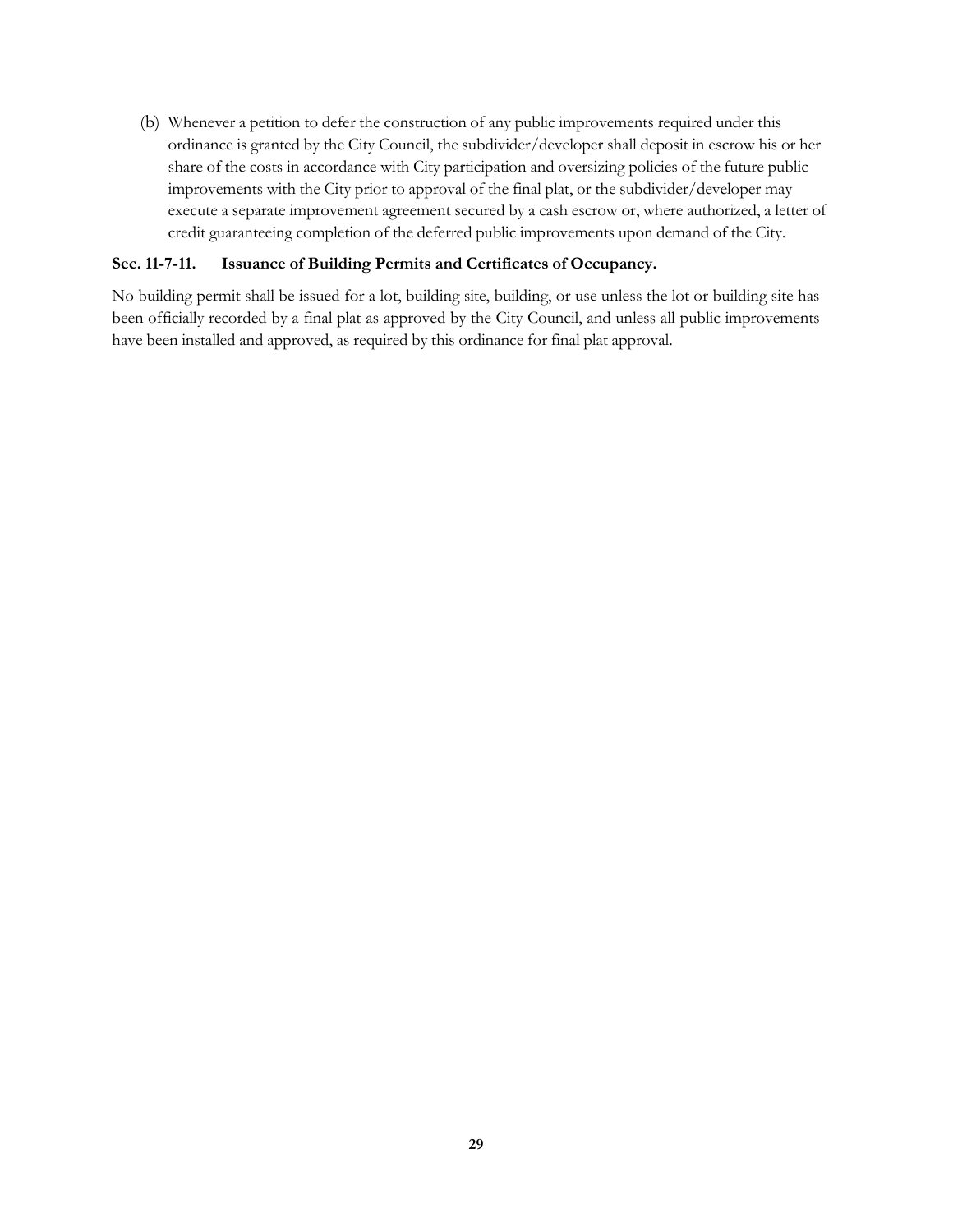(b) Whenever a petition to defer the construction of any public improvements required under this ordinance is granted by the City Council, the subdivider/developer shall deposit in escrow his or her share of the costs in accordance with City participation and oversizing policies of the future public improvements with the City prior to approval of the final plat, or the subdivider/developer may execute a separate improvement agreement secured by a cash escrow or, where authorized, a letter of credit guaranteeing completion of the deferred public improvements upon demand of the City.

**Sec. 11-7-11. Issuance of Building Permits and Certificates of Occupancy.**

No building permit shall be issued for a lot, building site, building, or use unless the lot or building site has been officially recorded by a final plat as approved by the City Council, and unless all public improvements have been installed and approved, as required by this ordinance for final plat approval.